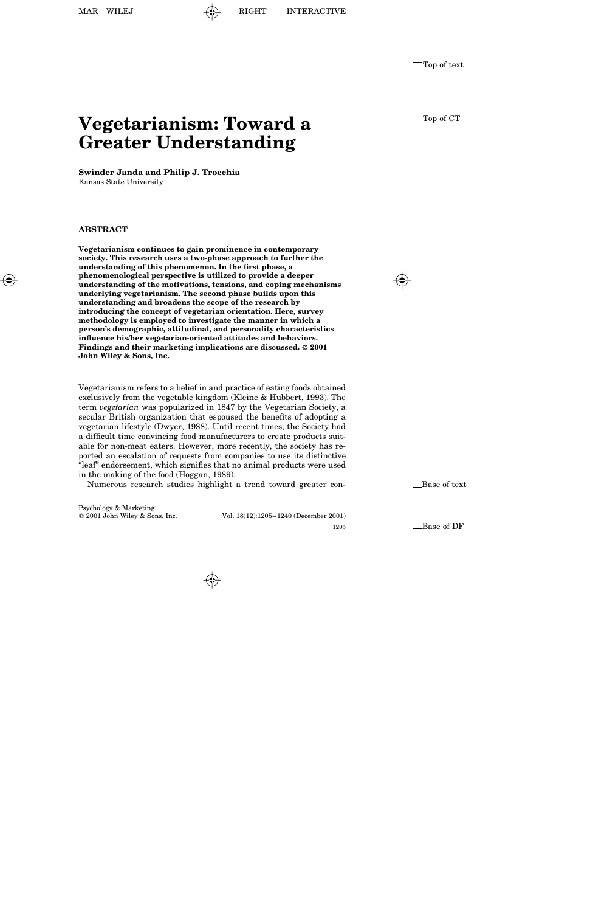# Vegetarianism: Toward a Greater Understanding

**Swinder Janda and Philip J. Trocchia**
Kansas State University

## ABSTRACT

**Vegetarianism continues to gain prominence in contemporary society. This research uses a two-phase approach to further the understanding of this phenomenon. In the first phase, a phenomenological perspective is utilized to provide a deeper understanding of the motivations, tensions, and coping mechanisms underlying vegetarianism. The second phase builds upon this understanding and broadens the scope of the research by introducing the concept of vegetarian orientation. Here, survey methodology is employed to investigate the manner in which a person's demographic, attitudinal, and personality characteristics influence his/her vegetarian-oriented attitudes and behaviors. Findings and their marketing implications are discussed. © 2001 John Wiley & Sons, Inc.**

Vegetarianism refers to a belief in and practice of eating foods obtained exclusively from the vegetable kingdom (Kleine & Hubbert, 1993). The term *vegetarian* was popularized in 1847 by the Vegetarian Society, a secular British organization that espoused the benefits of adopting a vegetarian lifestyle (Dwyer, 1988). Until recent times, the Society had a difficult time convincing food manufacturers to create products suitable for non-meat eaters. However, more recently, the society has reported an escalation of requests from companies to use its distinctive "leaf" endorsement, which signifies that no animal products were used in the making of the food (Hoggan, 1989).

Numerous research studies highlight a trend toward greater con-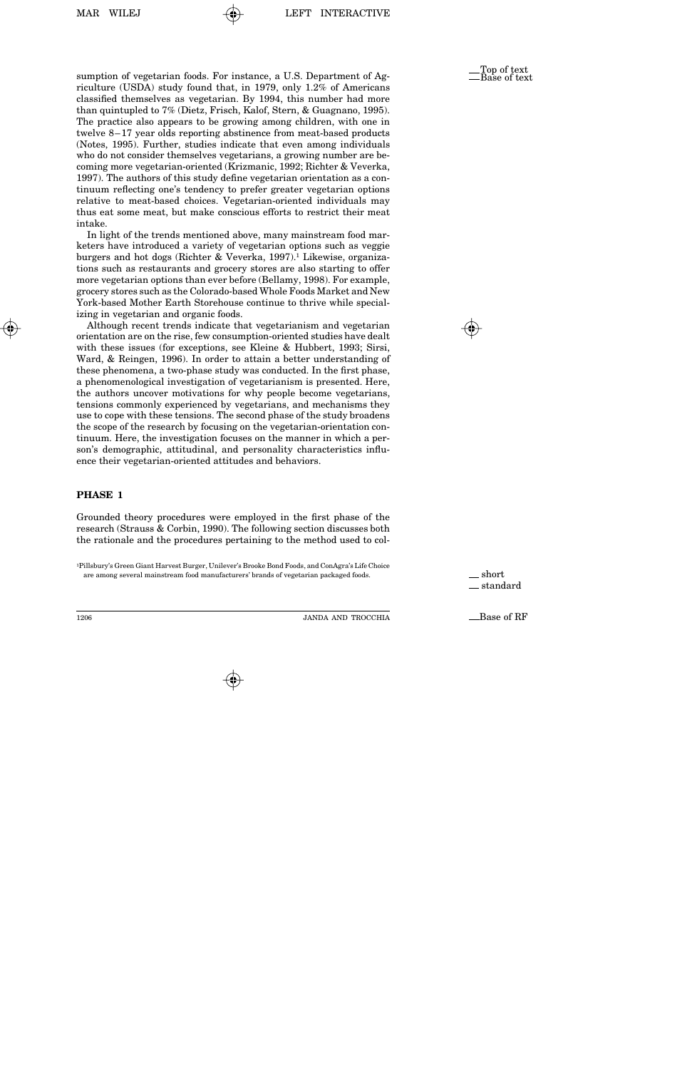sumption of vegetarian foods. For instance, a U.S. Department of Agriculture (USDA) study found that, in 1979, only 1.2% of Americans classified themselves as vegetarian. By 1994, this number had more than quintupled to 7% (Dietz, Frisch, Kalof, Stern, & Guagnano, 1995). The practice also appears to be growing among children, with one in twelve 8–17 year olds reporting abstinence from meat-based products (Notes, 1995). Further, studies indicate that even among individuals who do not consider themselves vegetarians, a growing number are becoming more vegetarian-oriented (Krizmanic, 1992; Richter & Veverka, 1997). The authors of this study define vegetarian orientation as a continuum reflecting one's tendency to prefer greater vegetarian options relative to meat-based choices. Vegetarian-oriented individuals may thus eat some meat, but make conscious efforts to restrict their meat intake.

In light of the trends mentioned above, many mainstream food marketers have introduced a variety of vegetarian options such as veggie burgers and hot dogs (Richter & Veverka, 1997).[1] Likewise, organizations such as restaurants and grocery stores are also starting to offer more vegetarian options than ever before (Bellamy, 1998). For example, grocery stores such as the Colorado-based Whole Foods Market and New York-based Mother Earth Storehouse continue to thrive while specializing in vegetarian and organic foods.

Although recent trends indicate that vegetarianism and vegetarian orientation are on the rise, few consumption-oriented studies have dealt with these issues (for exceptions, see Kleine & Hubbert, 1993; Sirsi, Ward, & Reingen, 1996). In order to attain a better understanding of these phenomena, a two-phase study was conducted. In the first phase, a phenomenological investigation of vegetarianism is presented. Here, the authors uncover motivations for why people become vegetarians, tensions commonly experienced by vegetarians, and mechanisms they use to cope with these tensions. The second phase of the study broadens the scope of the research by focusing on the vegetarian-orientation continuum. Here, the investigation focuses on the manner in which a person's demographic, attitudinal, and personality characteristics influence their vegetarian-oriented attitudes and behaviors.

## PHASE 1

Grounded theory procedures were employed in the first phase of the research (Strauss & Corbin, 1990). The following section discusses both the rationale and the procedures pertaining to the method used to col-

[1] Pillsbury's Green Giant Harvest Burger, Unilever's Brooke Bond Foods, and ConAgra's Life Choice are among several mainstream food manufacturers' brands of vegetarian packaged foods.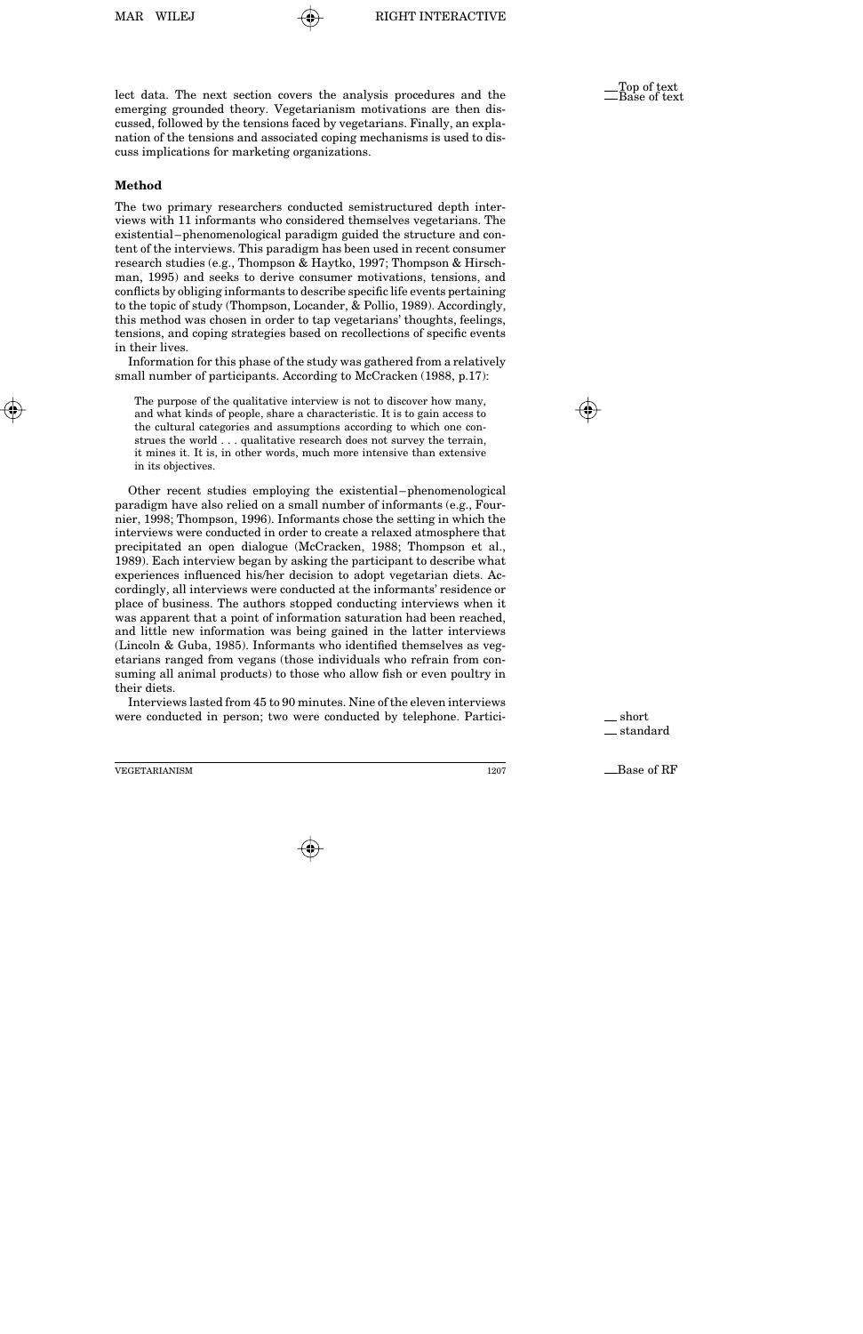lect data. The next section covers the analysis procedures and the emerging grounded theory. Vegetarianism motivations are then discussed, followed by the tensions faced by vegetarians. Finally, an explanation of the tensions and associated coping mechanisms is used to discuss implications for marketing organizations.

## Method

The two primary researchers conducted semistructured depth interviews with 11 informants who considered themselves vegetarians. The existential–phenomenological paradigm guided the structure and content of the interviews. This paradigm has been used in recent consumer research studies (e.g., Thompson & Haytko, 1997; Thompson & Hirschman, 1995) and seeks to derive consumer motivations, tensions, and conflicts by obliging informants to describe specific life events pertaining to the topic of study (Thompson, Locander, & Pollio, 1989). Accordingly, this method was chosen in order to tap vegetarians' thoughts, feelings, tensions, and coping strategies based on recollections of specific events in their lives.

Information for this phase of the study was gathered from a relatively small number of participants. According to McCracken (1988, p.17):

> The purpose of the qualitative interview is not to discover how many, and what kinds of people, share a characteristic. It is to gain access to the cultural categories and assumptions according to which one construes the world . . . qualitative research does not survey the terrain, it mines it. It is, in other words, much more intensive than extensive in its objectives.

Other recent studies employing the existential–phenomenological paradigm have also relied on a small number of informants (e.g., Fournier, 1998; Thompson, 1996). Informants chose the setting in which the interviews were conducted in order to create a relaxed atmosphere that precipitated an open dialogue (McCracken, 1988; Thompson et al., 1989). Each interview began by asking the participant to describe what experiences influenced his/her decision to adopt vegetarian diets. Accordingly, all interviews were conducted at the informants' residence or place of business. The authors stopped conducting interviews when it was apparent that a point of information saturation had been reached, and little new information was being gained in the latter interviews (Lincoln & Guba, 1985). Informants who identified themselves as vegetarians ranged from vegans (those individuals who refrain from consuming all animal products) to those who allow fish or even poultry in their diets.

Interviews lasted from 45 to 90 minutes. Nine of the eleven interviews were conducted in person; two were conducted by telephone. Partici-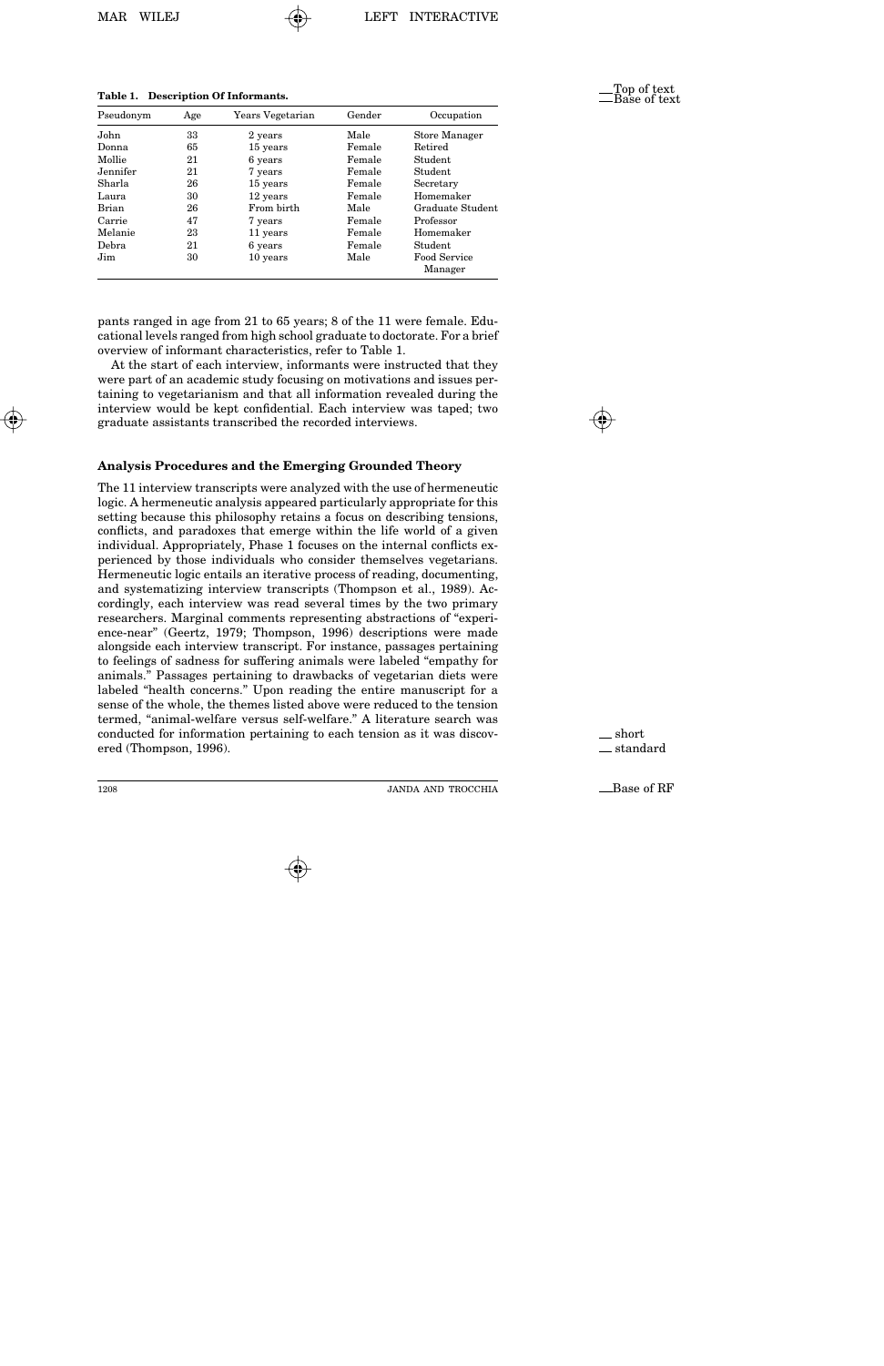**Table 1. Description Of Informants.**

| Pseudonym | Age | Years Vegetarian | Gender | Occupation |
|---|---|---|---|---|
| John | 33 | 2 years | Male | Store Manager |
| Donna | 65 | 15 years | Female | Retired |
| Mollie | 21 | 6 years | Female | Student |
| Jennifer | 21 | 7 years | Female | Student |
| Sharla | 26 | 15 years | Female | Secretary |
| Laura | 30 | 12 years | Female | Homemaker |
| Brian | 26 | From birth | Male | Graduate Student |
| Carrie | 47 | 7 years | Female | Professor |
| Melanie | 23 | 11 years | Female | Homemaker |
| Debra | 21 | 6 years | Female | Student |
| Jim | 30 | 10 years | Male | Food Service Manager |

pants ranged in age from 21 to 65 years; 8 of the 11 were female. Educational levels ranged from high school graduate to doctorate. For a brief overview of informant characteristics, refer to Table 1.

At the start of each interview, informants were instructed that they were part of an academic study focusing on motivations and issues pertaining to vegetarianism and that all information revealed during the interview would be kept confidential. Each interview was taped; two graduate assistants transcribed the recorded interviews.

### Analysis Procedures and the Emerging Grounded Theory

The 11 interview transcripts were analyzed with the use of hermeneutic logic. A hermeneutic analysis appeared particularly appropriate for this setting because this philosophy retains a focus on describing tensions, conflicts, and paradoxes that emerge within the life world of a given individual. Appropriately, Phase 1 focuses on the internal conflicts experienced by those individuals who consider themselves vegetarians. Hermeneutic logic entails an iterative process of reading, documenting, and systematizing interview transcripts (Thompson et al., 1989). Accordingly, each interview was read several times by the two primary researchers. Marginal comments representing abstractions of "experience-near" (Geertz, 1979; Thompson, 1996) descriptions were made alongside each interview transcript. For instance, passages pertaining to feelings of sadness for suffering animals were labeled "empathy for animals." Passages pertaining to drawbacks of vegetarian diets were labeled "health concerns." Upon reading the entire manuscript for a sense of the whole, the themes listed above were reduced to the tension termed, "animal-welfare versus self-welfare." A literature search was conducted for information pertaining to each tension as it was discovered (Thompson, 1996).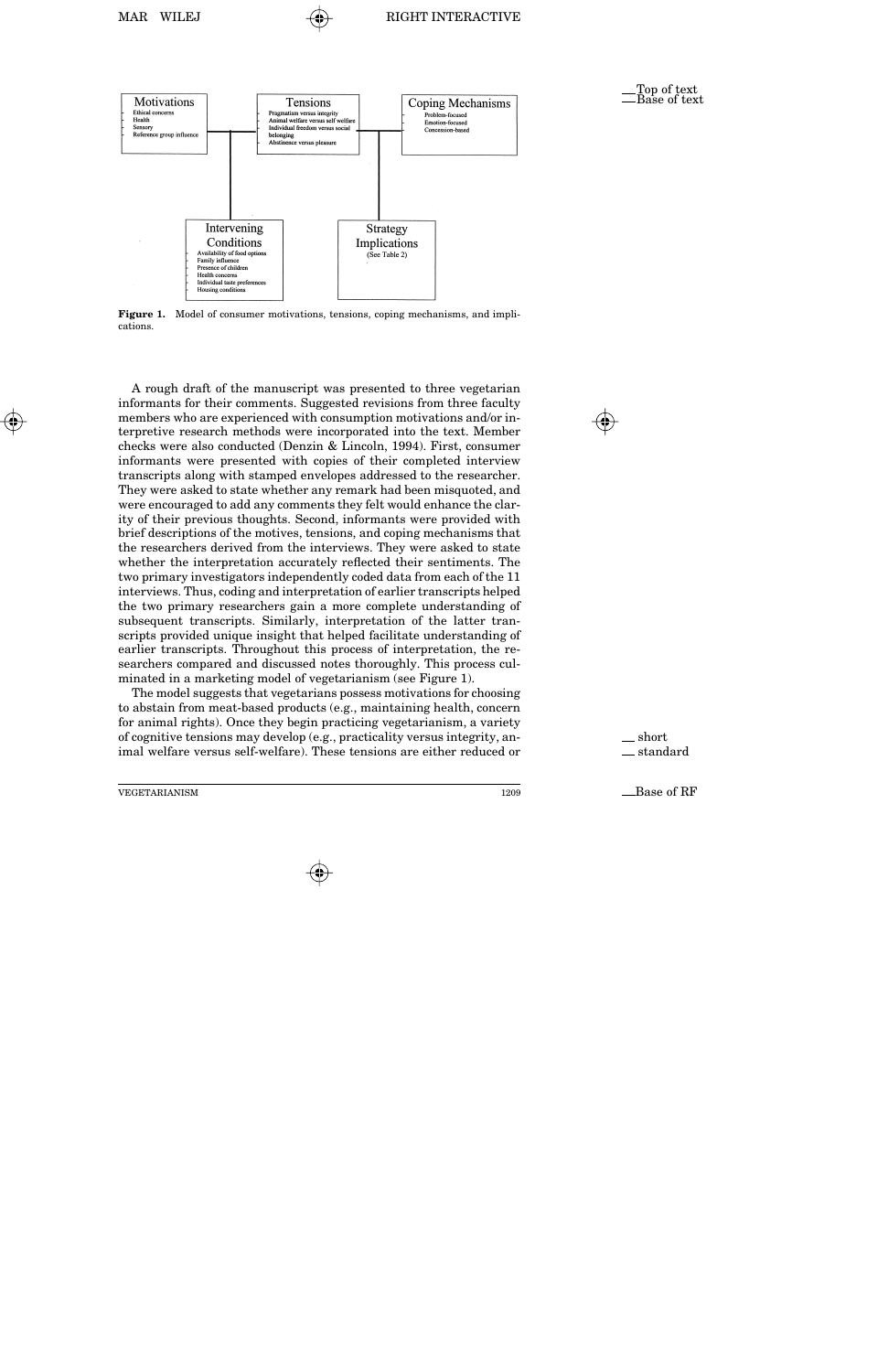| Motivations | Tensions | Coping Mechanisms |
|---|---|---|
| - Ethical concerns<br>- Health<br>- Sensory<br>- Reference group influence | - Pragmatism versus integrity<br>- Animal welfare versus self welfare<br>- Individual freedom versus social belonging<br>- Abstinence versus pleasure | - Problem-focused<br>- Emotion-focused<br>- Concession-based |

| Intervening Conditions | Strategy Implications |
|---|---|
| - Availability of food options<br>- Family influence<br>- Presence of children<br>- Health concerns<br>- Individual taste preferences<br>- Housing conditions | (See Table 2) |

**Figure 1.** Model of consumer motivations, tensions, coping mechanisms, and implications.

A rough draft of the manuscript was presented to three vegetarian informants for their comments. Suggested revisions from three faculty members who are experienced with consumption motivations and/or interpretive research methods were incorporated into the text. Member checks were also conducted (Denzin & Lincoln, 1994). First, consumer informants were presented with copies of their completed interview transcripts along with stamped envelopes addressed to the researcher. They were asked to state whether any remark had been misquoted, and were encouraged to add any comments they felt would enhance the clarity of their previous thoughts. Second, informants were provided with brief descriptions of the motives, tensions, and coping mechanisms that the researchers derived from the interviews. They were asked to state whether the interpretation accurately reflected their sentiments. The two primary investigators independently coded data from each of the 11 interviews. Thus, coding and interpretation of earlier transcripts helped the two primary researchers gain a more complete understanding of subsequent transcripts. Similarly, interpretation of the latter transcripts provided unique insight that helped facilitate understanding of earlier transcripts. Throughout this process of interpretation, the researchers compared and discussed notes thoroughly. This process culminated in a marketing model of vegetarianism (see Figure 1).

The model suggests that vegetarians possess motivations for choosing to abstain from meat-based products (e.g., maintaining health, concern for animal rights). Once they begin practicing vegetarianism, a variety of cognitive tensions may develop (e.g., practicality versus integrity, animal welfare versus self-welfare). These tensions are either reduced or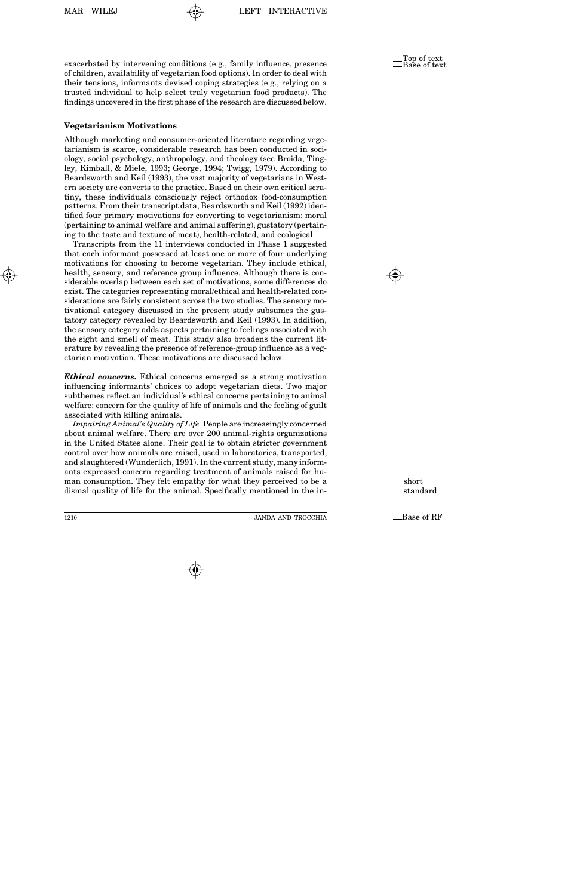exacerbated by intervening conditions (e.g., family influence, presence of children, availability of vegetarian food options). In order to deal with their tensions, informants devised coping strategies (e.g., relying on a trusted individual to help select truly vegetarian food products). The findings uncovered in the first phase of the research are discussed below.

### Vegetarianism Motivations

Although marketing and consumer-oriented literature regarding vegetarianism is scarce, considerable research has been conducted in sociology, social psychology, anthropology, and theology (see Broida, Tingley, Kimball, & Miele, 1993; George, 1994; Twigg, 1979). According to Beardsworth and Keil (1993), the vast majority of vegetarians in Western society are converts to the practice. Based on their own critical scrutiny, these individuals consciously reject orthodox food-consumption patterns. From their transcript data, Beardsworth and Keil (1992) identified four primary motivations for converting to vegetarianism: moral (pertaining to animal welfare and animal suffering), gustatory (pertaining to the taste and texture of meat), health-related, and ecological.

Transcripts from the 11 interviews conducted in Phase 1 suggested that each informant possessed at least one or more of four underlying motivations for choosing to become vegetarian. They include ethical, health, sensory, and reference group influence. Although there is considerable overlap between each set of motivations, some differences do exist. The categories representing moral/ethical and health-related considerations are fairly consistent across the two studies. The sensory motivational category discussed in the present study subsumes the gustatory category revealed by Beardsworth and Keil (1993). In addition, the sensory category adds aspects pertaining to feelings associated with the sight and smell of meat. This study also broadens the current literature by revealing the presence of reference-group influence as a vegetarian motivation. These motivations are discussed below.

***Ethical concerns.*** Ethical concerns emerged as a strong motivation influencing informants' choices to adopt vegetarian diets. Two major subthemes reflect an individual's ethical concerns pertaining to animal welfare: concern for the quality of life of animals and the feeling of guilt associated with killing animals.

*Impairing Animal's Quality of Life.* People are increasingly concerned about animal welfare. There are over 200 animal-rights organizations in the United States alone. Their goal is to obtain stricter government control over how animals are raised, used in laboratories, transported, and slaughtered (Wunderlich, 1991). In the current study, many informants expressed concern regarding treatment of animals raised for human consumption. They felt empathy for what they perceived to be a dismal quality of life for the animal. Specifically mentioned in the in-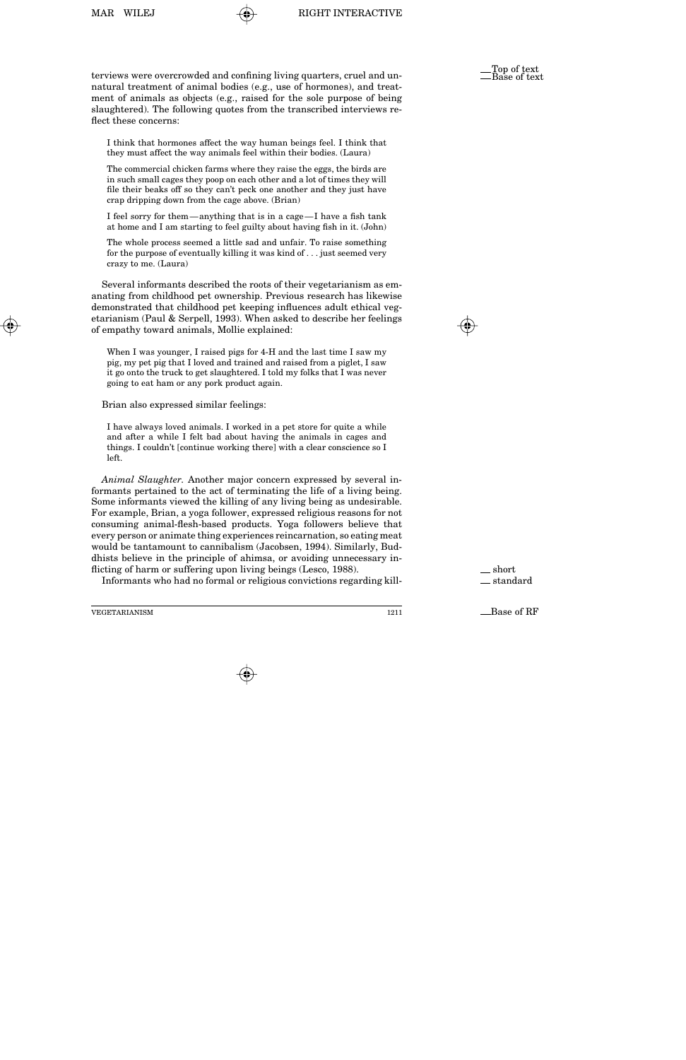terviews were overcrowded and confining living quarters, cruel and unnatural treatment of animal bodies (e.g., use of hormones), and treatment of animals as objects (e.g., raised for the sole purpose of being slaughtered). The following quotes from the transcribed interviews reflect these concerns:

> I think that hormones affect the way human beings feel. I think that they must affect the way animals feel within their bodies. (Laura)

> The commercial chicken farms where they raise the eggs, the birds are in such small cages they poop on each other and a lot of times they will file their beaks off so they can't peck one another and they just have crap dripping down from the cage above. (Brian)

> I feel sorry for them—anything that is in a cage—I have a fish tank at home and I am starting to feel guilty about having fish in it. (John)

> The whole process seemed a little sad and unfair. To raise something for the purpose of eventually killing it was kind of . . . just seemed very crazy to me. (Laura)

Several informants described the roots of their vegetarianism as emanating from childhood pet ownership. Previous research has likewise demonstrated that childhood pet keeping influences adult ethical vegetarianism (Paul & Serpell, 1993). When asked to describe her feelings of empathy toward animals, Mollie explained:

> When I was younger, I raised pigs for 4-H and the last time I saw my pig, my pet pig that I loved and trained and raised from a piglet, I saw it go onto the truck to get slaughtered. I told my folks that I was never going to eat ham or any pork product again.

Brian also expressed similar feelings:

> I have always loved animals. I worked in a pet store for quite a while and after a while I felt bad about having the animals in cages and things. I couldn't [continue working there] with a clear conscience so I left.

*Animal Slaughter.* Another major concern expressed by several informants pertained to the act of terminating the life of a living being. Some informants viewed the killing of any living being as undesirable. For example, Brian, a yoga follower, expressed religious reasons for not consuming animal-flesh-based products. Yoga followers believe that every person or animate thing experiences reincarnation, so eating meat would be tantamount to cannibalism (Jacobsen, 1994). Similarly, Buddhists believe in the principle of ahimsa, or avoiding unnecessary inflicting of harm or suffering upon living beings (Lesco, 1988).

Informants who had no formal or religious convictions regarding kill-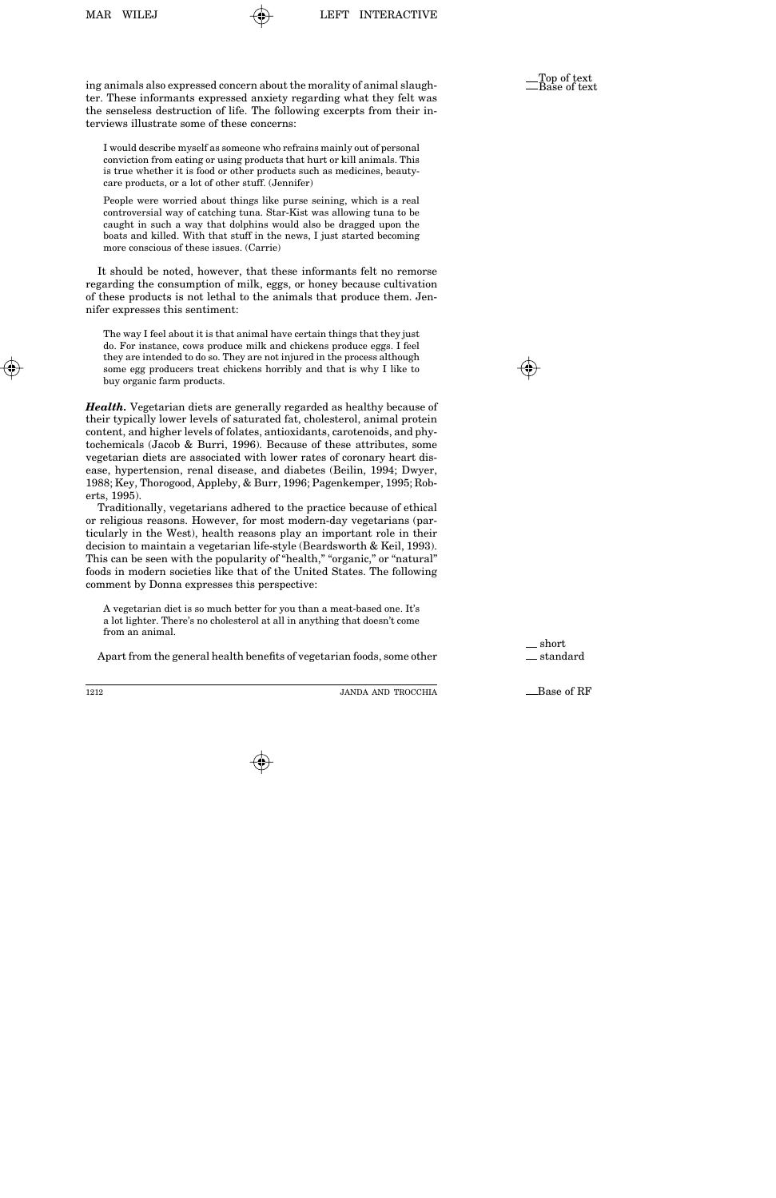ing animals also expressed concern about the morality of animal slaughter. These informants expressed anxiety regarding what they felt was the senseless destruction of life. The following excerpts from their interviews illustrate some of these concerns:

> I would describe myself as someone who refrains mainly out of personal conviction from eating or using products that hurt or kill animals. This is true whether it is food or other products such as medicines, beauty-care products, or a lot of other stuff. (Jennifer)

> People were worried about things like purse seining, which is a real controversial way of catching tuna. Star-Kist was allowing tuna to be caught in such a way that dolphins would also be dragged upon the boats and killed. With that stuff in the news, I just started becoming more conscious of these issues. (Carrie)

It should be noted, however, that these informants felt no remorse regarding the consumption of milk, eggs, or honey because cultivation of these products is not lethal to the animals that produce them. Jennifer expresses this sentiment:

> The way I feel about it is that animal have certain things that they just do. For instance, cows produce milk and chickens produce eggs. I feel they are intended to do so. They are not injured in the process although some egg producers treat chickens horribly and that is why I like to buy organic farm products.

***Health.*** Vegetarian diets are generally regarded as healthy because of their typically lower levels of saturated fat, cholesterol, animal protein content, and higher levels of folates, antioxidants, carotenoids, and phytochemicals (Jacob & Burri, 1996). Because of these attributes, some vegetarian diets are associated with lower rates of coronary heart disease, hypertension, renal disease, and diabetes (Beilin, 1994; Dwyer, 1988; Key, Thorogood, Appleby, & Burr, 1996; Pagenkemper, 1995; Roberts, 1995).

Traditionally, vegetarians adhered to the practice because of ethical or religious reasons. However, for most modern-day vegetarians (particularly in the West), health reasons play an important role in their decision to maintain a vegetarian life-style (Beardsworth & Keil, 1993). This can be seen with the popularity of "health," "organic," or "natural" foods in modern societies like that of the United States. The following comment by Donna expresses this perspective:

> A vegetarian diet is so much better for you than a meat-based one. It's a lot lighter. There's no cholesterol at all in anything that doesn't come from an animal.

Apart from the general health benefits of vegetarian foods, some other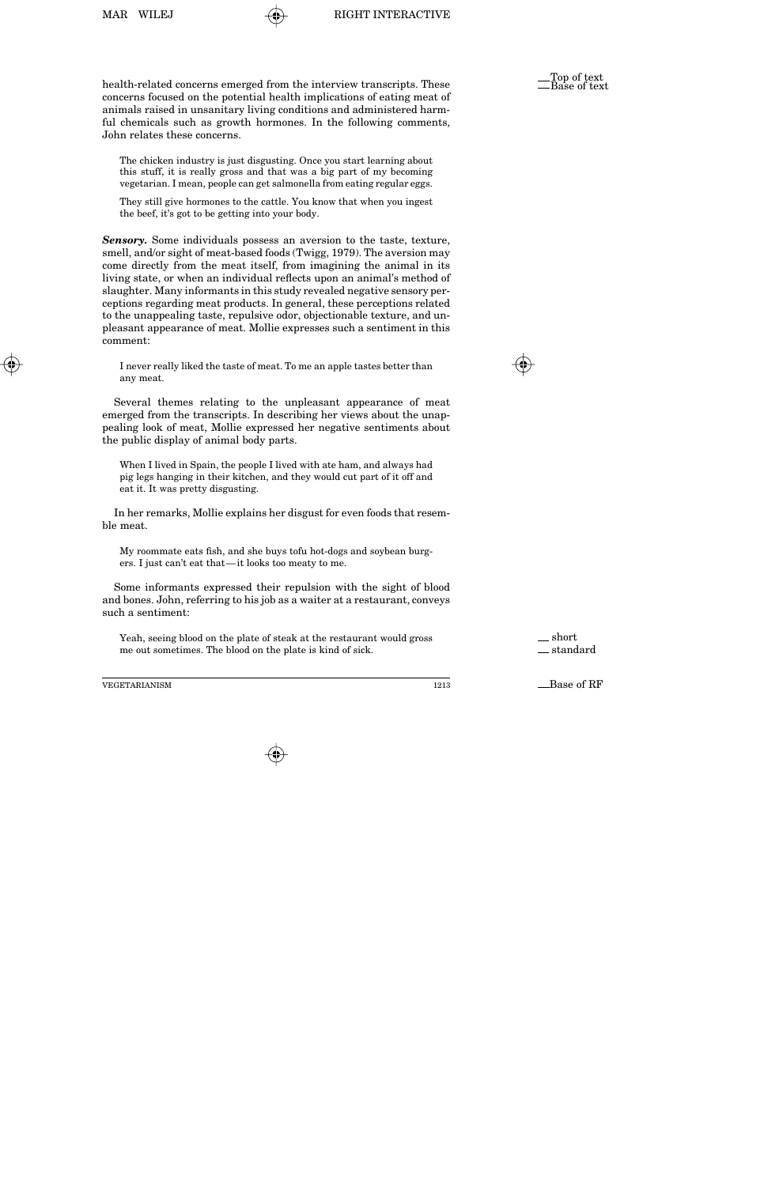health-related concerns emerged from the interview transcripts. These concerns focused on the potential health implications of eating meat of animals raised in unsanitary living conditions and administered harmful chemicals such as growth hormones. In the following comments, John relates these concerns.

> The chicken industry is just disgusting. Once you start learning about this stuff, it is really gross and that was a big part of my becoming vegetarian. I mean, people can get salmonella from eating regular eggs.
>
> They still give hormones to the cattle. You know that when you ingest the beef, it's got to be getting into your body.

***Sensory.*** Some individuals possess an aversion to the taste, texture, smell, and/or sight of meat-based foods (Twigg, 1979). The aversion may come directly from the meat itself, from imagining the animal in its living state, or when an individual reflects upon an animal's method of slaughter. Many informants in this study revealed negative sensory perceptions regarding meat products. In general, these perceptions related to the unappealing taste, repulsive odor, objectionable texture, and unpleasant appearance of meat. Mollie expresses such a sentiment in this comment:

> I never really liked the taste of meat. To me an apple tastes better than any meat.

Several themes relating to the unpleasant appearance of meat emerged from the transcripts. In describing her views about the unappealing look of meat, Mollie expressed her negative sentiments about the public display of animal body parts.

> When I lived in Spain, the people I lived with ate ham, and always had pig legs hanging in their kitchen, and they would cut part of it off and eat it. It was pretty disgusting.

In her remarks, Mollie explains her disgust for even foods that resemble meat.

> My roommate eats fish, and she buys tofu hot-dogs and soybean burgers. I just can't eat that—it looks too meaty to me.

Some informants expressed their repulsion with the sight of blood and bones. John, referring to his job as a waiter at a restaurant, conveys such a sentiment:

> Yeah, seeing blood on the plate of steak at the restaurant would gross me out sometimes. The blood on the plate is kind of sick.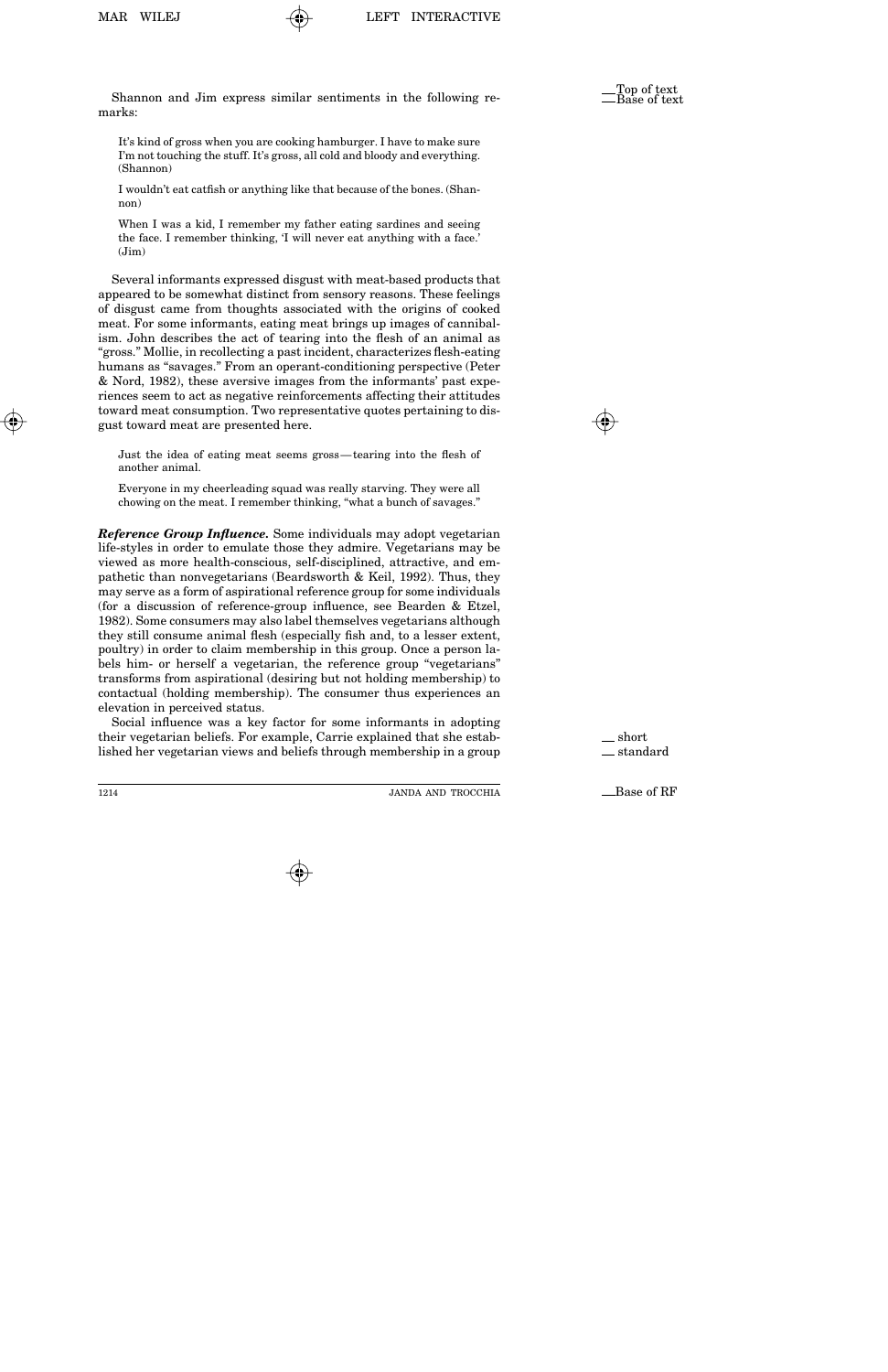Shannon and Jim express similar sentiments in the following remarks:

> It's kind of gross when you are cooking hamburger. I have to make sure I'm not touching the stuff. It's gross, all cold and bloody and everything. (Shannon)
>
> I wouldn't eat catfish or anything like that because of the bones. (Shannon)
>
> When I was a kid, I remember my father eating sardines and seeing the face. I remember thinking, 'I will never eat anything with a face.' (Jim)

Several informants expressed disgust with meat-based products that appeared to be somewhat distinct from sensory reasons. These feelings of disgust came from thoughts associated with the origins of cooked meat. For some informants, eating meat brings up images of cannibalism. John describes the act of tearing into the flesh of an animal as "gross." Mollie, in recollecting a past incident, characterizes flesh-eating humans as "savages." From an operant-conditioning perspective (Peter & Nord, 1982), these aversive images from the informants' past experiences seem to act as negative reinforcements affecting their attitudes toward meat consumption. Two representative quotes pertaining to disgust toward meat are presented here.

> Just the idea of eating meat seems gross—tearing into the flesh of another animal.
>
> Everyone in my cheerleading squad was really starving. They were all chowing on the meat. I remember thinking, "what a bunch of savages."

***Reference Group Influence.*** Some individuals may adopt vegetarian life-styles in order to emulate those they admire. Vegetarians may be viewed as more health-conscious, self-disciplined, attractive, and empathetic than nonvegetarians (Beardsworth & Keil, 1992). Thus, they may serve as a form of aspirational reference group for some individuals (for a discussion of reference-group influence, see Bearden & Etzel, 1982). Some consumers may also label themselves vegetarians although they still consume animal flesh (especially fish and, to a lesser extent, poultry) in order to claim membership in this group. Once a person labels him- or herself a vegetarian, the reference group "vegetarians" transforms from aspirational (desiring but not holding membership) to contactual (holding membership). The consumer thus experiences an elevation in perceived status.

Social influence was a key factor for some informants in adopting their vegetarian beliefs. For example, Carrie explained that she established her vegetarian views and beliefs through membership in a group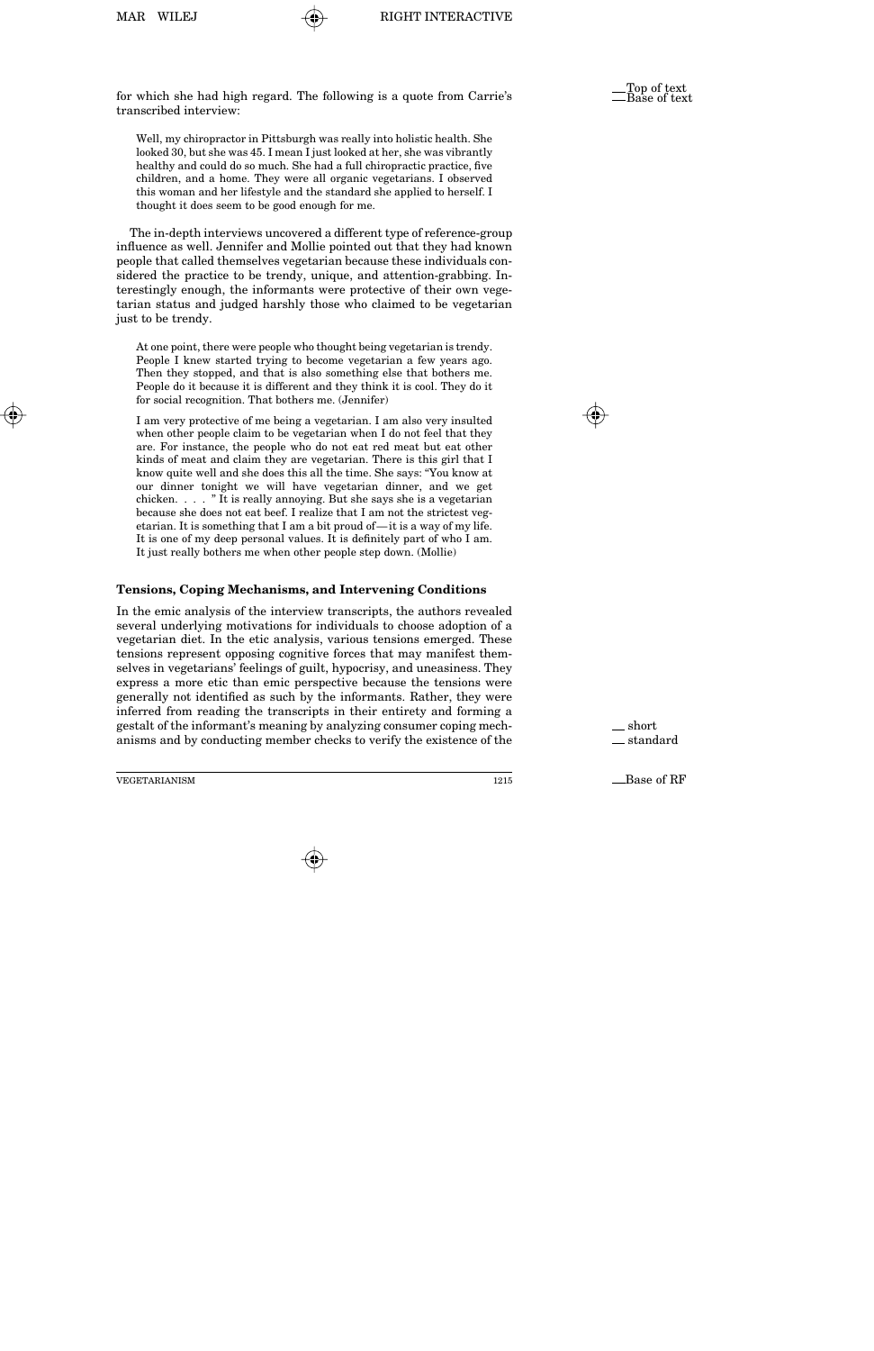for which she had high regard. The following is a quote from Carrie's transcribed interview:

> Well, my chiropractor in Pittsburgh was really into holistic health. She looked 30, but she was 45. I mean I just looked at her, she was vibrantly healthy and could do so much. She had a full chiropractic practice, five children, and a home. They were all organic vegetarians. I observed this woman and her lifestyle and the standard she applied to herself. I thought it does seem to be good enough for me.

The in-depth interviews uncovered a different type of reference-group influence as well. Jennifer and Mollie pointed out that they had known people that called themselves vegetarian because these individuals considered the practice to be trendy, unique, and attention-grabbing. Interestingly enough, the informants were protective of their own vegetarian status and judged harshly those who claimed to be vegetarian just to be trendy.

> At one point, there were people who thought being vegetarian is trendy. People I knew started trying to become vegetarian a few years ago. Then they stopped, and that is also something else that bothers me. People do it because it is different and they think it is cool. They do it for social recognition. That bothers me. (Jennifer)

> I am very protective of me being a vegetarian. I am also very insulted when other people claim to be vegetarian when I do not feel that they are. For instance, the people who do not eat red meat but eat other kinds of meat and claim they are vegetarian. There is this girl that I know quite well and she does this all the time. She says: "You know at our dinner tonight we will have vegetarian dinner, and we get chicken. . . . " It is really annoying. But she says she is a vegetarian because she does not eat beef. I realize that I am not the strictest vegetarian. It is something that I am a bit proud of—it is a way of my life. It is one of my deep personal values. It is definitely part of who I am. It just really bothers me when other people step down. (Mollie)

### Tensions, Coping Mechanisms, and Intervening Conditions

In the emic analysis of the interview transcripts, the authors revealed several underlying motivations for individuals to choose adoption of a vegetarian diet. In the etic analysis, various tensions emerged. These tensions represent opposing cognitive forces that may manifest themselves in vegetarians' feelings of guilt, hypocrisy, and uneasiness. They express a more etic than emic perspective because the tensions were generally not identified as such by the informants. Rather, they were inferred from reading the transcripts in their entirety and forming a gestalt of the informant's meaning by analyzing consumer coping mechanisms and by conducting member checks to verify the existence of the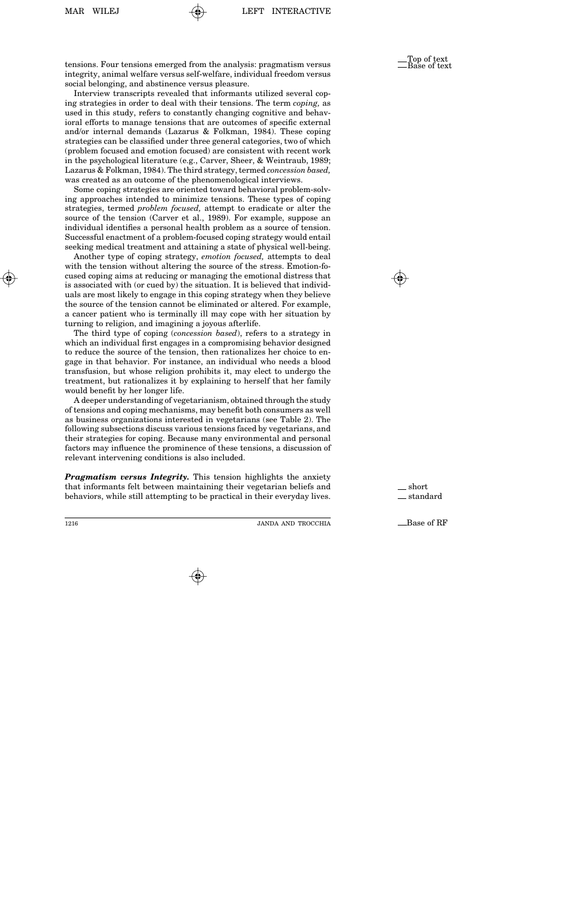tensions. Four tensions emerged from the analysis: pragmatism versus integrity, animal welfare versus self-welfare, individual freedom versus social belonging, and abstinence versus pleasure.

Interview transcripts revealed that informants utilized several coping strategies in order to deal with their tensions. The term *coping,* as used in this study, refers to constantly changing cognitive and behavioral efforts to manage tensions that are outcomes of specific external and/or internal demands (Lazarus & Folkman, 1984). These coping strategies can be classified under three general categories, two of which (problem focused and emotion focused) are consistent with recent work in the psychological literature (e.g., Carver, Sheer, & Weintraub, 1989; Lazarus & Folkman, 1984). The third strategy, termed *concession based,* was created as an outcome of the phenomenological interviews.

Some coping strategies are oriented toward behavioral problem-solving approaches intended to minimize tensions. These types of coping strategies, termed *problem focused,* attempt to eradicate or alter the source of the tension (Carver et al., 1989). For example, suppose an individual identifies a personal health problem as a source of tension. Successful enactment of a problem-focused coping strategy would entail seeking medical treatment and attaining a state of physical well-being.

Another type of coping strategy, *emotion focused,* attempts to deal with the tension without altering the source of the stress. Emotion-focused coping aims at reducing or managing the emotional distress that is associated with (or cued by) the situation. It is believed that individuals are most likely to engage in this coping strategy when they believe the source of the tension cannot be eliminated or altered. For example, a cancer patient who is terminally ill may cope with her situation by turning to religion, and imagining a joyous afterlife.

The third type of coping (*concession based*), refers to a strategy in which an individual first engages in a compromising behavior designed to reduce the source of the tension, then rationalizes her choice to engage in that behavior. For instance, an individual who needs a blood transfusion, but whose religion prohibits it, may elect to undergo the treatment, but rationalizes it by explaining to herself that her family would benefit by her longer life.

A deeper understanding of vegetarianism, obtained through the study of tensions and coping mechanisms, may benefit both consumers as well as business organizations interested in vegetarians (see Table 2). The following subsections discuss various tensions faced by vegetarians, and their strategies for coping. Because many environmental and personal factors may influence the prominence of these tensions, a discussion of relevant intervening conditions is also included.

***Pragmatism versus Integrity.*** This tension highlights the anxiety that informants felt between maintaining their vegetarian beliefs and behaviors, while still attempting to be practical in their everyday lives.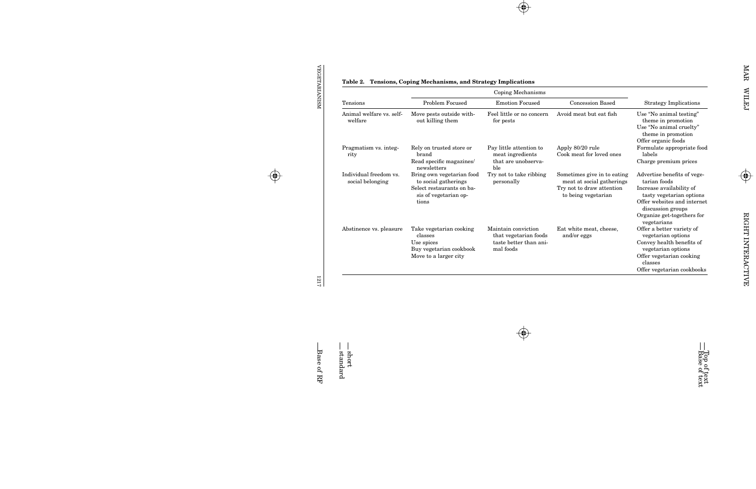**Table 2. Tensions, Coping Mechanisms, and Strategy Implications**

| Tensions | Coping Mechanisms | | | Strategy Implications |
|---|---|---|---|---|
| | Problem Focused | Emotion Focused | Concession Based | |
| Animal welfare vs. self-welfare | Move pests outside without killing them | Feel little or no concern for pests | Avoid meat but eat fish | Use "No animal testing" theme in promotion<br>Use "No animal cruelty" theme in promotion<br>Offer organic foods |
| Pragmatism vs. integrity | Rely on trusted store or brand<br>Read specific magazines/newsletters | Pay little attention to meat ingredients that are unobservable | Apply 80/20 rule<br>Cook meat for loved ones | Formulate appropriate food labels<br>Charge premium prices |
| Individual freedom vs. social belonging | Bring own vegetarian food to social gatherings<br>Select restaurants on basis of vegetarian options | Try not to take ribbing personally | Sometimes give in to eating meat at social gatherings<br>Try not to draw attention to being vegetarian | Advertise benefits of vegetarian foods<br>Increase availability of tasty vegetarian options<br>Offer websites and internet discussion groups<br>Organize get-togethers for vegetarians |
| Abstinence vs. pleasure | Take vegetarian cooking classes<br>Use spices<br>Buy vegetarian cookbook<br>Move to a larger city | Maintain conviction that vegetarian foods taste better than animal foods | Eat white meat, cheese, and/or eggs | Offer a better variety of vegetarian options<br>Convey health benefits of vegetarian options<br>Offer vegetarian cooking classes<br>Offer vegetarian cookbooks |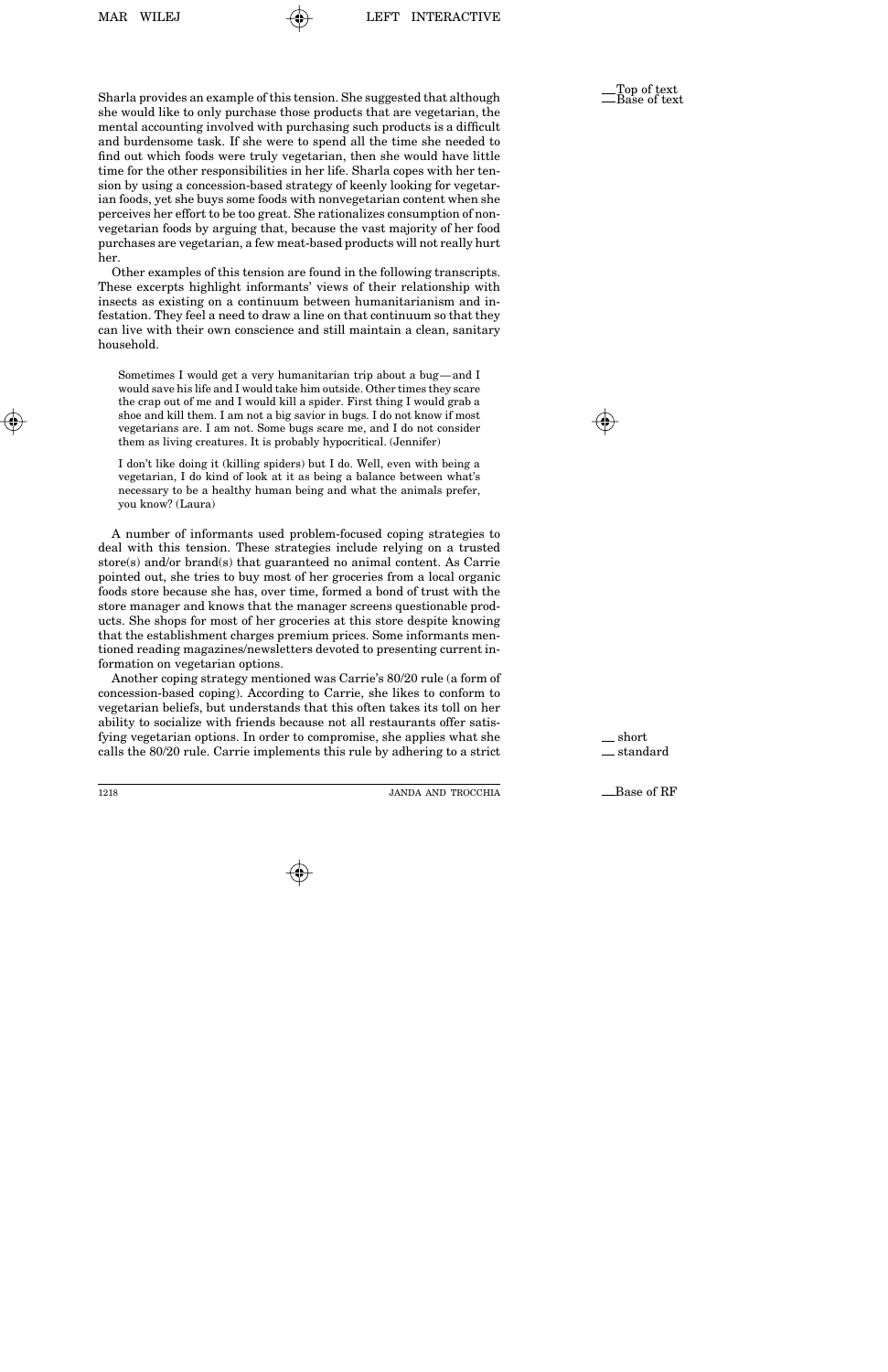Sharla provides an example of this tension. She suggested that although she would like to only purchase those products that are vegetarian, the mental accounting involved with purchasing such products is a difficult and burdensome task. If she were to spend all the time she needed to find out which foods were truly vegetarian, then she would have little time for the other responsibilities in her life. Sharla copes with her tension by using a concession-based strategy of keenly looking for vegetarian foods, yet she buys some foods with nonvegetarian content when she perceives her effort to be too great. She rationalizes consumption of nonvegetarian foods by arguing that, because the vast majority of her food purchases are vegetarian, a few meat-based products will not really hurt her.

Other examples of this tension are found in the following transcripts. These excerpts highlight informants' views of their relationship with insects as existing on a continuum between humanitarianism and infestation. They feel a need to draw a line on that continuum so that they can live with their own conscience and still maintain a clean, sanitary household.

> Sometimes I would get a very humanitarian trip about a bug—and I would save his life and I would take him outside. Other times they scare the crap out of me and I would kill a spider. First thing I would grab a shoe and kill them. I am not a big savior in bugs. I do not know if most vegetarians are. I am not. Some bugs scare me, and I do not consider them as living creatures. It is probably hypocritical. (Jennifer)

> I don't like doing it (killing spiders) but I do. Well, even with being a vegetarian, I do kind of look at it as being a balance between what's necessary to be a healthy human being and what the animals prefer, you know? (Laura)

A number of informants used problem-focused coping strategies to deal with this tension. These strategies include relying on a trusted store(s) and/or brand(s) that guaranteed no animal content. As Carrie pointed out, she tries to buy most of her groceries from a local organic foods store because she has, over time, formed a bond of trust with the store manager and knows that the manager screens questionable products. She shops for most of her groceries at this store despite knowing that the establishment charges premium prices. Some informants mentioned reading magazines/newsletters devoted to presenting current information on vegetarian options.

Another coping strategy mentioned was Carrie's 80/20 rule (a form of concession-based coping). According to Carrie, she likes to conform to vegetarian beliefs, but understands that this often takes its toll on her ability to socialize with friends because not all restaurants offer satisfying vegetarian options. In order to compromise, she applies what she calls the 80/20 rule. Carrie implements this rule by adhering to a strict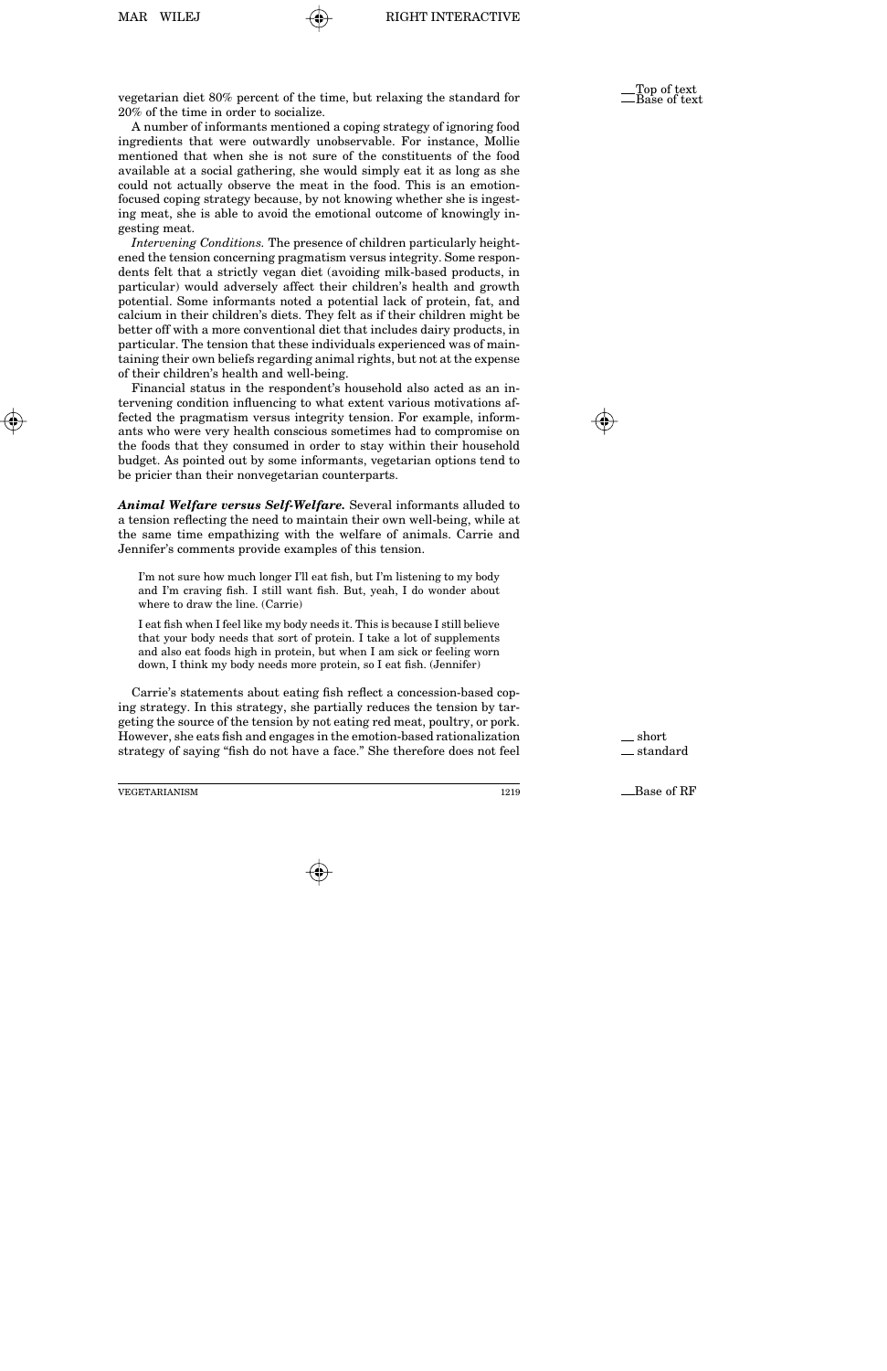vegetarian diet 80% percent of the time, but relaxing the standard for 20% of the time in order to socialize.

A number of informants mentioned a coping strategy of ignoring food ingredients that were outwardly unobservable. For instance, Mollie mentioned that when she is not sure of the constituents of the food available at a social gathering, she would simply eat it as long as she could not actually observe the meat in the food. This is an emotion-focused coping strategy because, by not knowing whether she is ingesting meat, she is able to avoid the emotional outcome of knowingly ingesting meat.

*Intervening Conditions.* The presence of children particularly heightened the tension concerning pragmatism versus integrity. Some respondents felt that a strictly vegan diet (avoiding milk-based products, in particular) would adversely affect their children's health and growth potential. Some informants noted a potential lack of protein, fat, and calcium in their children's diets. They felt as if their children might be better off with a more conventional diet that includes dairy products, in particular. The tension that these individuals experienced was of maintaining their own beliefs regarding animal rights, but not at the expense of their children's health and well-being.

Financial status in the respondent's household also acted as an intervening condition influencing to what extent various motivations affected the pragmatism versus integrity tension. For example, informants who were very health conscious sometimes had to compromise on the foods that they consumed in order to stay within their household budget. As pointed out by some informants, vegetarian options tend to be pricier than their nonvegetarian counterparts.

***Animal Welfare versus Self-Welfare.*** Several informants alluded to a tension reflecting the need to maintain their own well-being, while at the same time empathizing with the welfare of animals. Carrie and Jennifer's comments provide examples of this tension.

> I'm not sure how much longer I'll eat fish, but I'm listening to my body and I'm craving fish. I still want fish. But, yeah, I do wonder about where to draw the line. (Carrie)

> I eat fish when I feel like my body needs it. This is because I still believe that your body needs that sort of protein. I take a lot of supplements and also eat foods high in protein, but when I am sick or feeling worn down, I think my body needs more protein, so I eat fish. (Jennifer)

Carrie's statements about eating fish reflect a concession-based coping strategy. In this strategy, she partially reduces the tension by targeting the source of the tension by not eating red meat, poultry, or pork. However, she eats fish and engages in the emotion-based rationalization strategy of saying "fish do not have a face." She therefore does not feel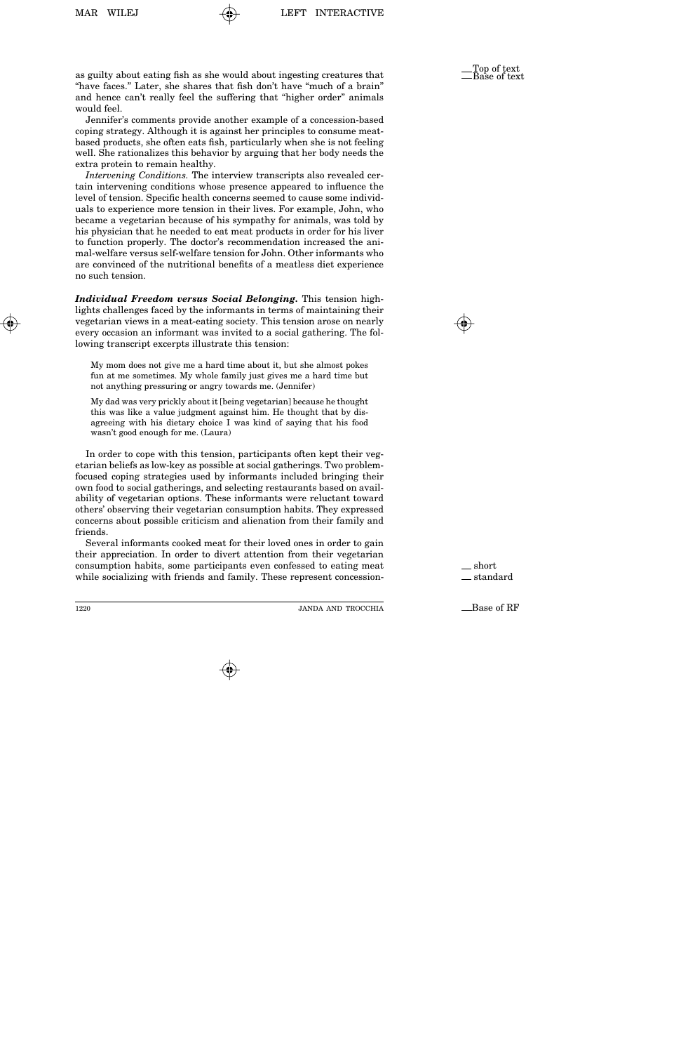as guilty about eating fish as she would about ingesting creatures that "have faces." Later, she shares that fish don't have "much of a brain" and hence can't really feel the suffering that "higher order" animals would feel.

Jennifer's comments provide another example of a concession-based coping strategy. Although it is against her principles to consume meat-based products, she often eats fish, particularly when she is not feeling well. She rationalizes this behavior by arguing that her body needs the extra protein to remain healthy.

*Intervening Conditions.* The interview transcripts also revealed certain intervening conditions whose presence appeared to influence the level of tension. Specific health concerns seemed to cause some individuals to experience more tension in their lives. For example, John, who became a vegetarian because of his sympathy for animals, was told by his physician that he needed to eat meat products in order for his liver to function properly. The doctor's recommendation increased the animal-welfare versus self-welfare tension for John. Other informants who are convinced of the nutritional benefits of a meatless diet experience no such tension.

***Individual Freedom versus Social Belonging.*** This tension highlights challenges faced by the informants in terms of maintaining their vegetarian views in a meat-eating society. This tension arose on nearly every occasion an informant was invited to a social gathering. The following transcript excerpts illustrate this tension:

> My mom does not give me a hard time about it, but she almost pokes fun at me sometimes. My whole family just gives me a hard time but not anything pressuring or angry towards me. (Jennifer)

> My dad was very prickly about it [being vegetarian] because he thought this was like a value judgment against him. He thought that by disagreeing with his dietary choice I was kind of saying that his food wasn't good enough for me. (Laura)

In order to cope with this tension, participants often kept their vegetarian beliefs as low-key as possible at social gatherings. Two problem-focused coping strategies used by informants included bringing their own food to social gatherings, and selecting restaurants based on availability of vegetarian options. These informants were reluctant toward others' observing their vegetarian consumption habits. They expressed concerns about possible criticism and alienation from their family and friends.

Several informants cooked meat for their loved ones in order to gain their appreciation. In order to divert attention from their vegetarian consumption habits, some participants even confessed to eating meat while socializing with friends and family. These represent concession-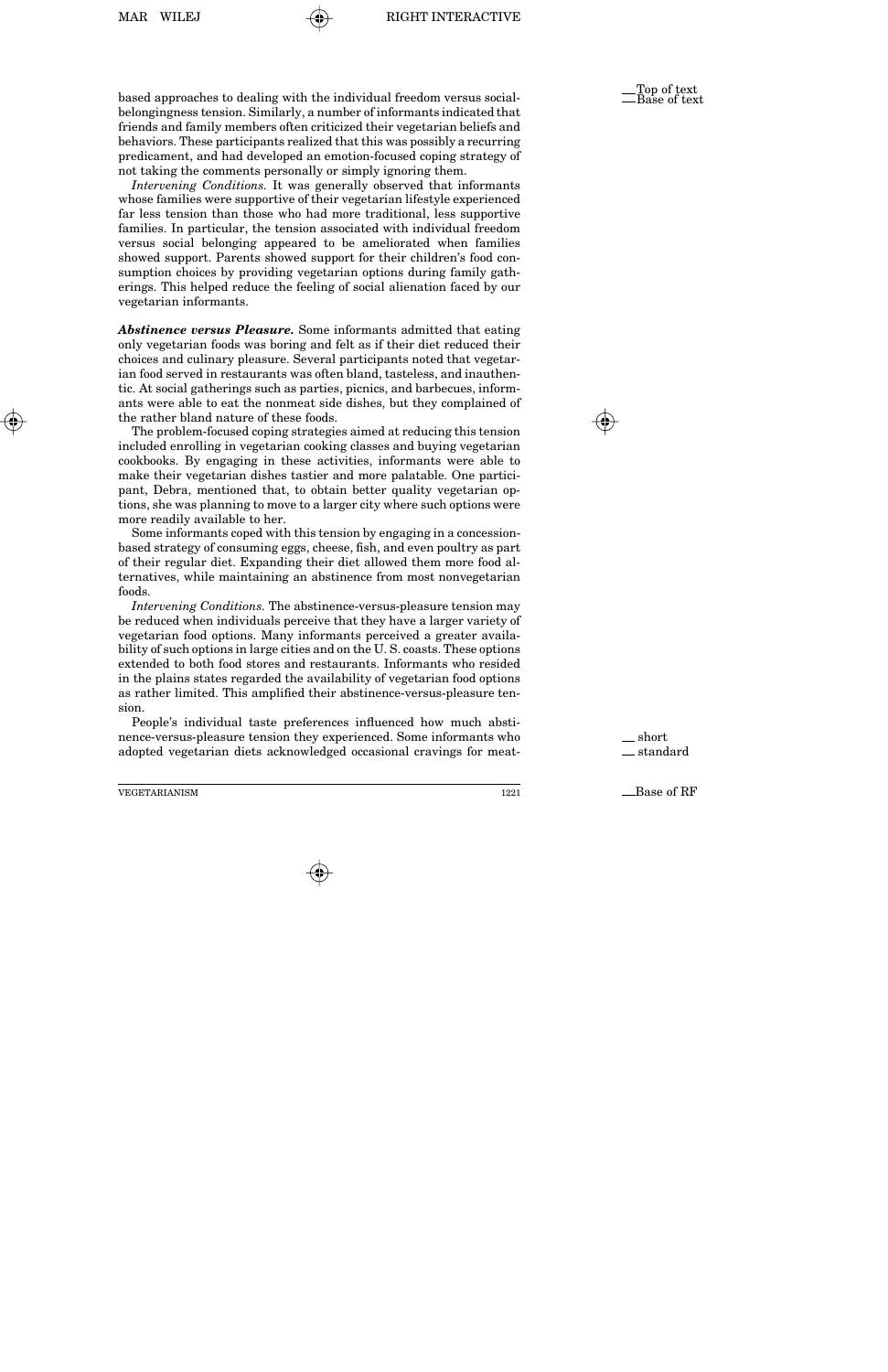based approaches to dealing with the individual freedom versus social-belongingness tension. Similarly, a number of informants indicated that friends and family members often criticized their vegetarian beliefs and behaviors. These participants realized that this was possibly a recurring predicament, and had developed an emotion-focused coping strategy of not taking the comments personally or simply ignoring them.

*Intervening Conditions.* It was generally observed that informants whose families were supportive of their vegetarian lifestyle experienced far less tension than those who had more traditional, less supportive families. In particular, the tension associated with individual freedom versus social belonging appeared to be ameliorated when families showed support. Parents showed support for their children's food consumption choices by providing vegetarian options during family gatherings. This helped reduce the feeling of social alienation faced by our vegetarian informants.

***Abstinence versus Pleasure.*** Some informants admitted that eating only vegetarian foods was boring and felt as if their diet reduced their choices and culinary pleasure. Several participants noted that vegetarian food served in restaurants was often bland, tasteless, and inauthentic. At social gatherings such as parties, picnics, and barbecues, informants were able to eat the nonmeat side dishes, but they complained of the rather bland nature of these foods.

The problem-focused coping strategies aimed at reducing this tension included enrolling in vegetarian cooking classes and buying vegetarian cookbooks. By engaging in these activities, informants were able to make their vegetarian dishes tastier and more palatable. One participant, Debra, mentioned that, to obtain better quality vegetarian options, she was planning to move to a larger city where such options were more readily available to her.

Some informants coped with this tension by engaging in a concession-based strategy of consuming eggs, cheese, fish, and even poultry as part of their regular diet. Expanding their diet allowed them more food alternatives, while maintaining an abstinence from most nonvegetarian foods.

*Intervening Conditions.* The abstinence-versus-pleasure tension may be reduced when individuals perceive that they have a larger variety of vegetarian food options. Many informants perceived a greater availability of such options in large cities and on the U. S. coasts. These options extended to both food stores and restaurants. Informants who resided in the plains states regarded the availability of vegetarian food options as rather limited. This amplified their abstinence-versus-pleasure tension.

People's individual taste preferences influenced how much abstinence-versus-pleasure tension they experienced. Some informants who adopted vegetarian diets acknowledged occasional cravings for meat-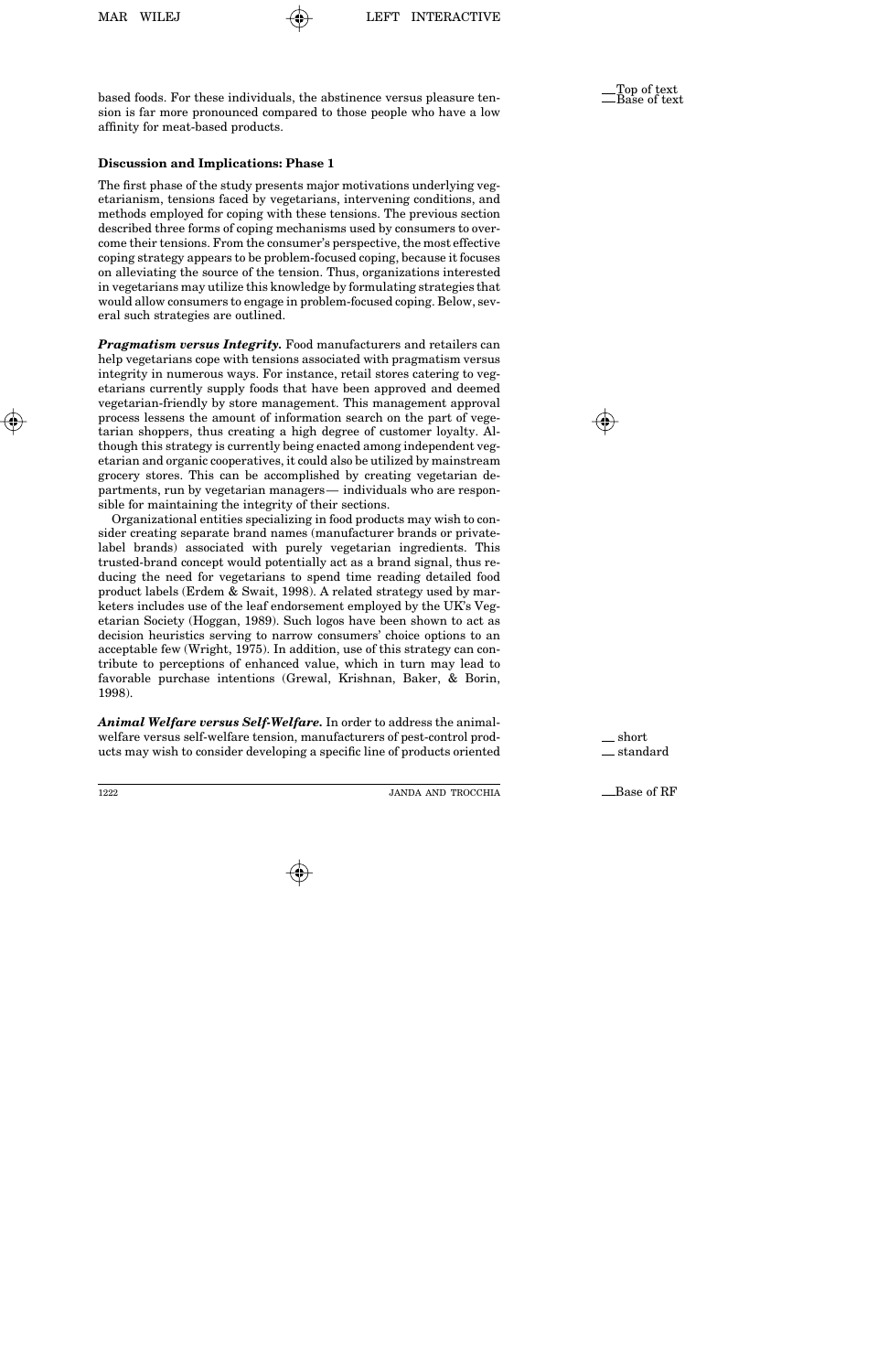based foods. For these individuals, the abstinence versus pleasure tension is far more pronounced compared to those people who have a low affinity for meat-based products.

### Discussion and Implications: Phase 1

The first phase of the study presents major motivations underlying vegetarianism, tensions faced by vegetarians, intervening conditions, and methods employed for coping with these tensions. The previous section described three forms of coping mechanisms used by consumers to overcome their tensions. From the consumer's perspective, the most effective coping strategy appears to be problem-focused coping, because it focuses on alleviating the source of the tension. Thus, organizations interested in vegetarians may utilize this knowledge by formulating strategies that would allow consumers to engage in problem-focused coping. Below, several such strategies are outlined.

***Pragmatism versus Integrity.*** Food manufacturers and retailers can help vegetarians cope with tensions associated with pragmatism versus integrity in numerous ways. For instance, retail stores catering to vegetarians currently supply foods that have been approved and deemed vegetarian-friendly by store management. This management approval process lessens the amount of information search on the part of vegetarian shoppers, thus creating a high degree of customer loyalty. Although this strategy is currently being enacted among independent vegetarian and organic cooperatives, it could also be utilized by mainstream grocery stores. This can be accomplished by creating vegetarian departments, run by vegetarian managers— individuals who are responsible for maintaining the integrity of their sections.

Organizational entities specializing in food products may wish to consider creating separate brand names (manufacturer brands or private-label brands) associated with purely vegetarian ingredients. This trusted-brand concept would potentially act as a brand signal, thus reducing the need for vegetarians to spend time reading detailed food product labels (Erdem & Swait, 1998). A related strategy used by marketers includes use of the leaf endorsement employed by the UK's Vegetarian Society (Hoggan, 1989). Such logos have been shown to act as decision heuristics serving to narrow consumers' choice options to an acceptable few (Wright, 1975). In addition, use of this strategy can contribute to perceptions of enhanced value, which in turn may lead to favorable purchase intentions (Grewal, Krishnan, Baker, & Borin, 1998).

***Animal Welfare versus Self-Welfare.*** In order to address the animal-welfare versus self-welfare tension, manufacturers of pest-control products may wish to consider developing a specific line of products oriented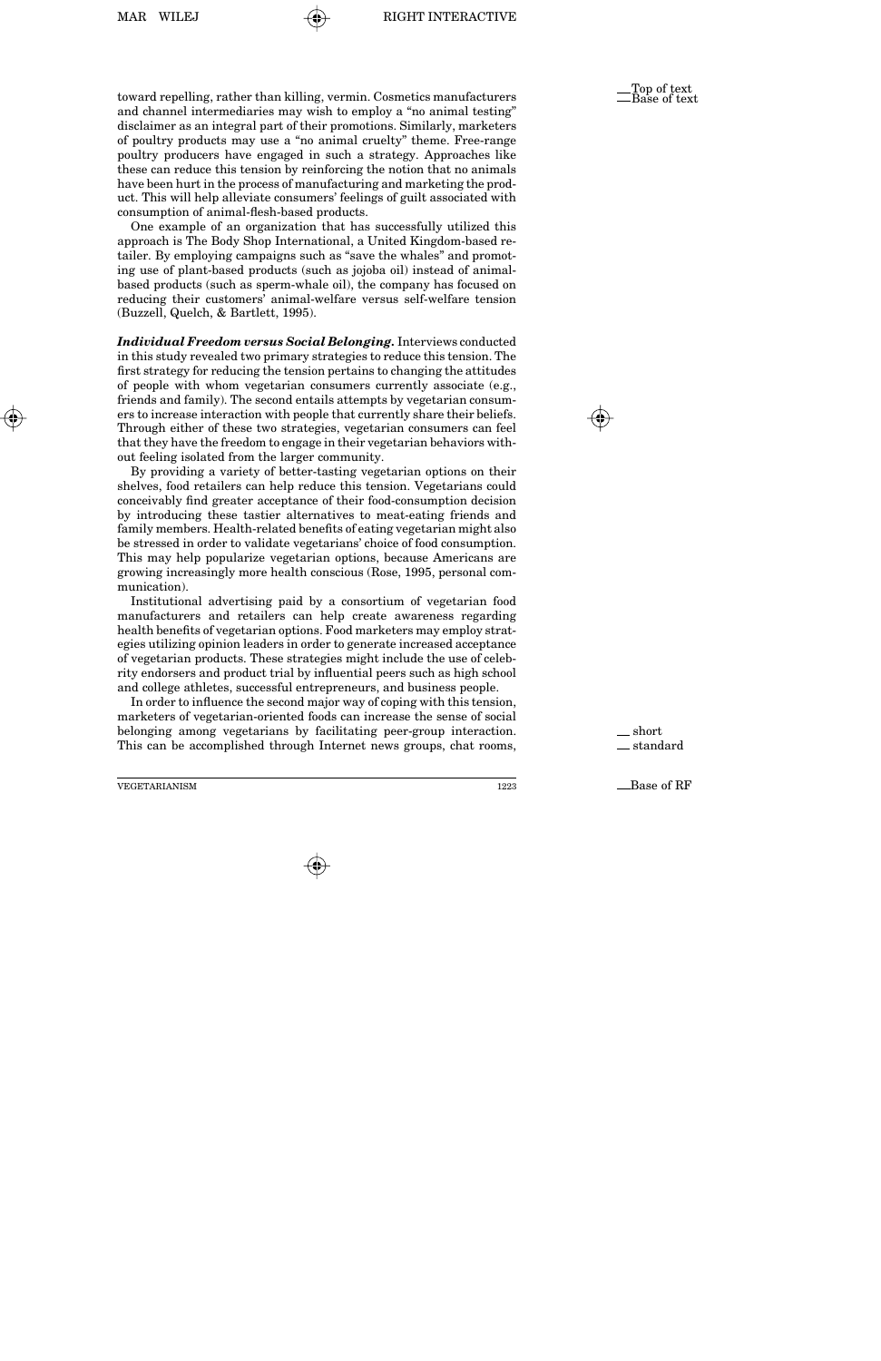toward repelling, rather than killing, vermin. Cosmetics manufacturers and channel intermediaries may wish to employ a "no animal testing" disclaimer as an integral part of their promotions. Similarly, marketers of poultry products may use a "no animal cruelty" theme. Free-range poultry producers have engaged in such a strategy. Approaches like these can reduce this tension by reinforcing the notion that no animals have been hurt in the process of manufacturing and marketing the product. This will help alleviate consumers' feelings of guilt associated with consumption of animal-flesh-based products.

One example of an organization that has successfully utilized this approach is The Body Shop International, a United Kingdom-based retailer. By employing campaigns such as "save the whales" and promoting use of plant-based products (such as jojoba oil) instead of animal-based products (such as sperm-whale oil), the company has focused on reducing their customers' animal-welfare versus self-welfare tension (Buzzell, Quelch, & Bartlett, 1995).

***Individual Freedom versus Social Belonging.*** Interviews conducted in this study revealed two primary strategies to reduce this tension. The first strategy for reducing the tension pertains to changing the attitudes of people with whom vegetarian consumers currently associate (e.g., friends and family). The second entails attempts by vegetarian consumers to increase interaction with people that currently share their beliefs. Through either of these two strategies, vegetarian consumers can feel that they have the freedom to engage in their vegetarian behaviors without feeling isolated from the larger community.

By providing a variety of better-tasting vegetarian options on their shelves, food retailers can help reduce this tension. Vegetarians could conceivably find greater acceptance of their food-consumption decision by introducing these tastier alternatives to meat-eating friends and family members. Health-related benefits of eating vegetarian might also be stressed in order to validate vegetarians' choice of food consumption. This may help popularize vegetarian options, because Americans are growing increasingly more health conscious (Rose, 1995, personal communication).

Institutional advertising paid by a consortium of vegetarian food manufacturers and retailers can help create awareness regarding health benefits of vegetarian options. Food marketers may employ strategies utilizing opinion leaders in order to generate increased acceptance of vegetarian products. These strategies might include the use of celebrity endorsers and product trial by influential peers such as high school and college athletes, successful entrepreneurs, and business people.

In order to influence the second major way of coping with this tension, marketers of vegetarian-oriented foods can increase the sense of social belonging among vegetarians by facilitating peer-group interaction. This can be accomplished through Internet news groups, chat rooms,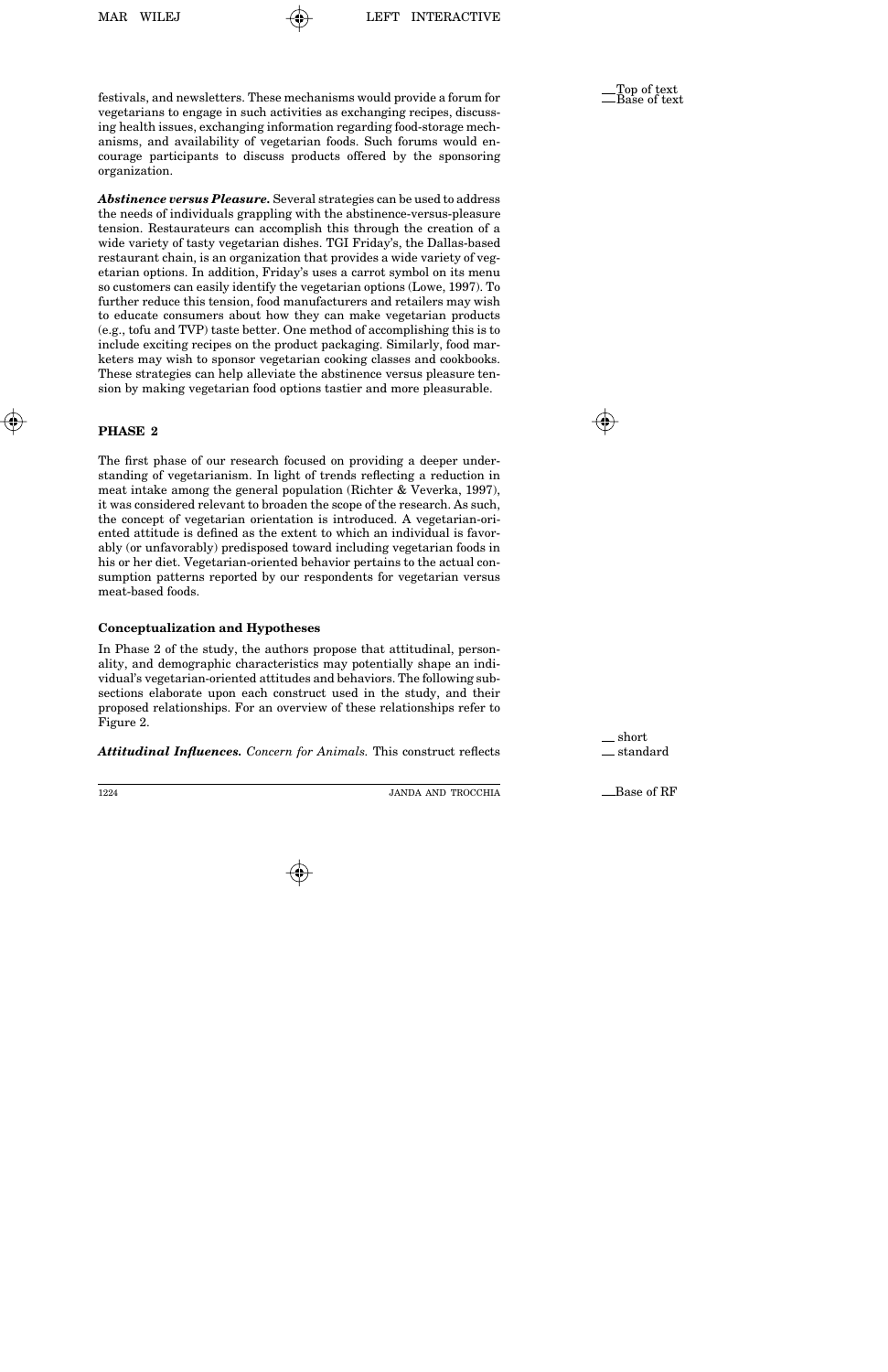festivals, and newsletters. These mechanisms would provide a forum for vegetarians to engage in such activities as exchanging recipes, discussing health issues, exchanging information regarding food-storage mechanisms, and availability of vegetarian foods. Such forums would encourage participants to discuss products offered by the sponsoring organization.

***Abstinence versus Pleasure.*** Several strategies can be used to address the needs of individuals grappling with the abstinence-versus-pleasure tension. Restaurateurs can accomplish this through the creation of a wide variety of tasty vegetarian dishes. TGI Friday's, the Dallas-based restaurant chain, is an organization that provides a wide variety of vegetarian options. In addition, Friday's uses a carrot symbol on its menu so customers can easily identify the vegetarian options (Lowe, 1997). To further reduce this tension, food manufacturers and retailers may wish to educate consumers about how they can make vegetarian products (e.g., tofu and TVP) taste better. One method of accomplishing this is to include exciting recipes on the product packaging. Similarly, food marketers may wish to sponsor vegetarian cooking classes and cookbooks. These strategies can help alleviate the abstinence versus pleasure tension by making vegetarian food options tastier and more pleasurable.

## PHASE 2

The first phase of our research focused on providing a deeper understanding of vegetarianism. In light of trends reflecting a reduction in meat intake among the general population (Richter & Veverka, 1997), it was considered relevant to broaden the scope of the research. As such, the concept of vegetarian orientation is introduced. A vegetarian-oriented attitude is defined as the extent to which an individual is favorably (or unfavorably) predisposed toward including vegetarian foods in his or her diet. Vegetarian-oriented behavior pertains to the actual consumption patterns reported by our respondents for vegetarian versus meat-based foods.

### Conceptualization and Hypotheses

In Phase 2 of the study, the authors propose that attitudinal, personality, and demographic characteristics may potentially shape an individual's vegetarian-oriented attitudes and behaviors. The following subsections elaborate upon each construct used in the study, and their proposed relationships. For an overview of these relationships refer to Figure 2.

***Attitudinal Influences.*** *Concern for Animals.* This construct reflects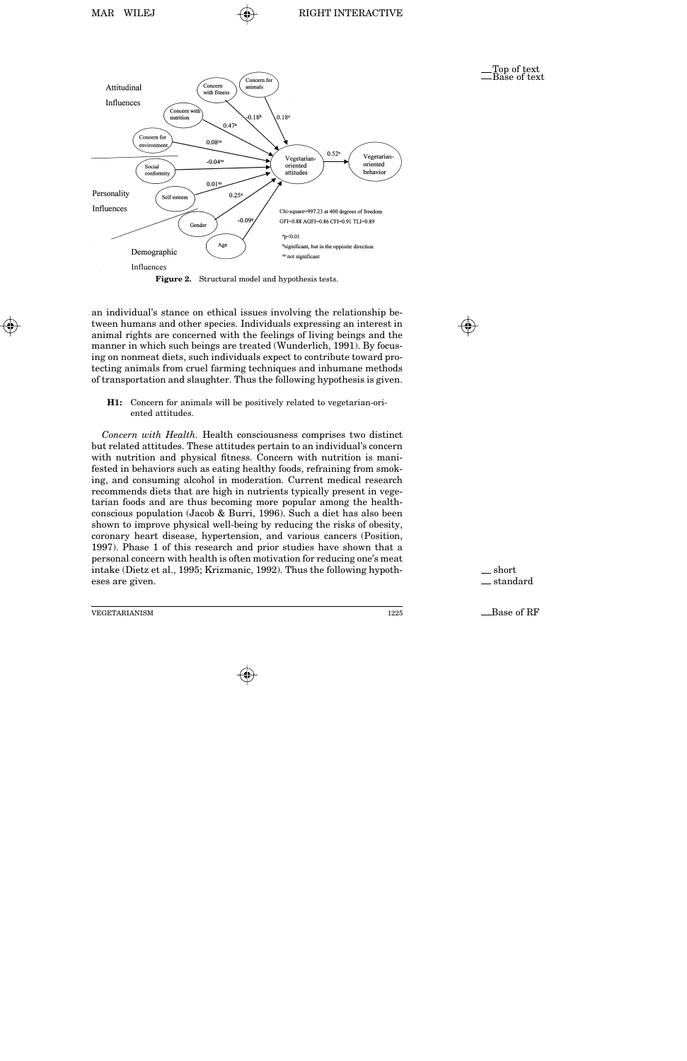Figure 2. Structural model and hypothesis tests.

an individual's stance on ethical issues involving the relationship between humans and other species. Individuals expressing an interest in animal rights are concerned with the feelings of living beings and the manner in which such beings are treated (Wunderlich, 1991). By focusing on nonmeat diets, such individuals expect to contribute toward protecting animals from cruel farming techniques and inhumane methods of transportation and slaughter. Thus the following hypothesis is given.

**H1:** Concern for animals will be positively related to vegetarian-oriented attitudes.

*Concern with Health.* Health consciousness comprises two distinct but related attitudes. These attitudes pertain to an individual's concern with nutrition and physical fitness. Concern with nutrition is manifested in behaviors such as eating healthy foods, refraining from smoking, and consuming alcohol in moderation. Current medical research recommends diets that are high in nutrients typically present in vegetarian foods and are thus becoming more popular among the health-conscious population (Jacob & Burri, 1996). Such a diet has also been shown to improve physical well-being by reducing the risks of obesity, coronary heart disease, hypertension, and various cancers (Position, 1997). Phase 1 of this research and prior studies have shown that a personal concern with health is often motivation for reducing one's meat intake (Dietz et al., 1995; Krizmanic, 1992). Thus the following hypotheses are given.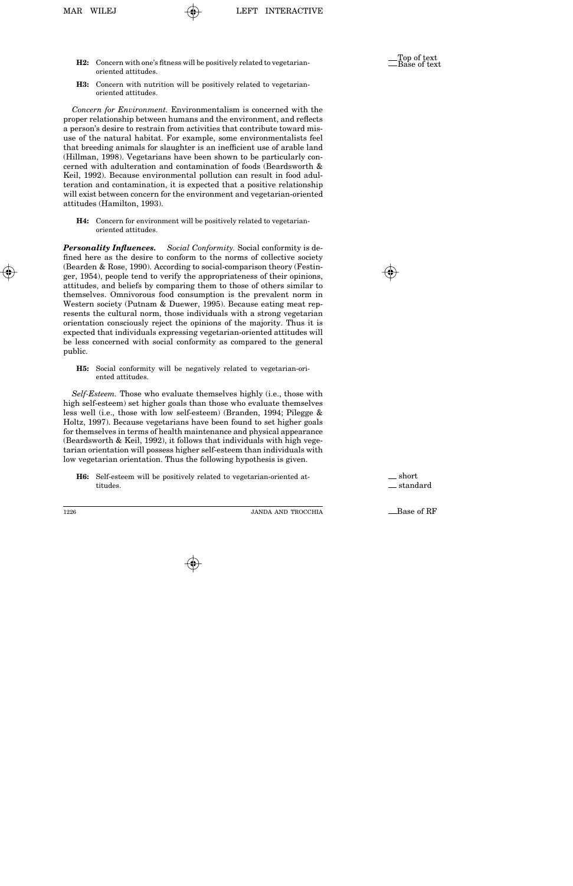**H2:** Concern with one's fitness will be positively related to vegetarian-oriented attitudes.

**H3:** Concern with nutrition will be positively related to vegetarian-oriented attitudes.

*Concern for Environment.* Environmentalism is concerned with the proper relationship between humans and the environment, and reflects a person's desire to restrain from activities that contribute toward misuse of the natural habitat. For example, some environmentalists feel that breeding animals for slaughter is an inefficient use of arable land (Hillman, 1998). Vegetarians have been shown to be particularly concerned with adulteration and contamination of foods (Beardsworth & Keil, 1992). Because environmental pollution can result in food adulteration and contamination, it is expected that a positive relationship will exist between concern for the environment and vegetarian-oriented attitudes (Hamilton, 1993).

**H4:** Concern for environment will be positively related to vegetarian-oriented attitudes.

***Personality Influences.*** *Social Conformity.* Social conformity is defined here as the desire to conform to the norms of collective society (Bearden & Rose, 1990). According to social-comparison theory (Festinger, 1954), people tend to verify the appropriateness of their opinions, attitudes, and beliefs by comparing them to those of others similar to themselves. Omnivorous food consumption is the prevalent norm in Western society (Putnam & Duewer, 1995). Because eating meat represents the cultural norm, those individuals with a strong vegetarian orientation consciously reject the opinions of the majority. Thus it is expected that individuals expressing vegetarian-oriented attitudes will be less concerned with social conformity as compared to the general public.

**H5:** Social conformity will be negatively related to vegetarian-oriented attitudes.

*Self-Esteem.* Those who evaluate themselves highly (i.e., those with high self-esteem) set higher goals than those who evaluate themselves less well (i.e., those with low self-esteem) (Branden, 1994; Pilegge & Holtz, 1997). Because vegetarians have been found to set higher goals for themselves in terms of health maintenance and physical appearance (Beardsworth & Keil, 1992), it follows that individuals with high vegetarian orientation will possess higher self-esteem than individuals with low vegetarian orientation. Thus the following hypothesis is given.

**H6:** Self-esteem will be positively related to vegetarian-oriented attitudes.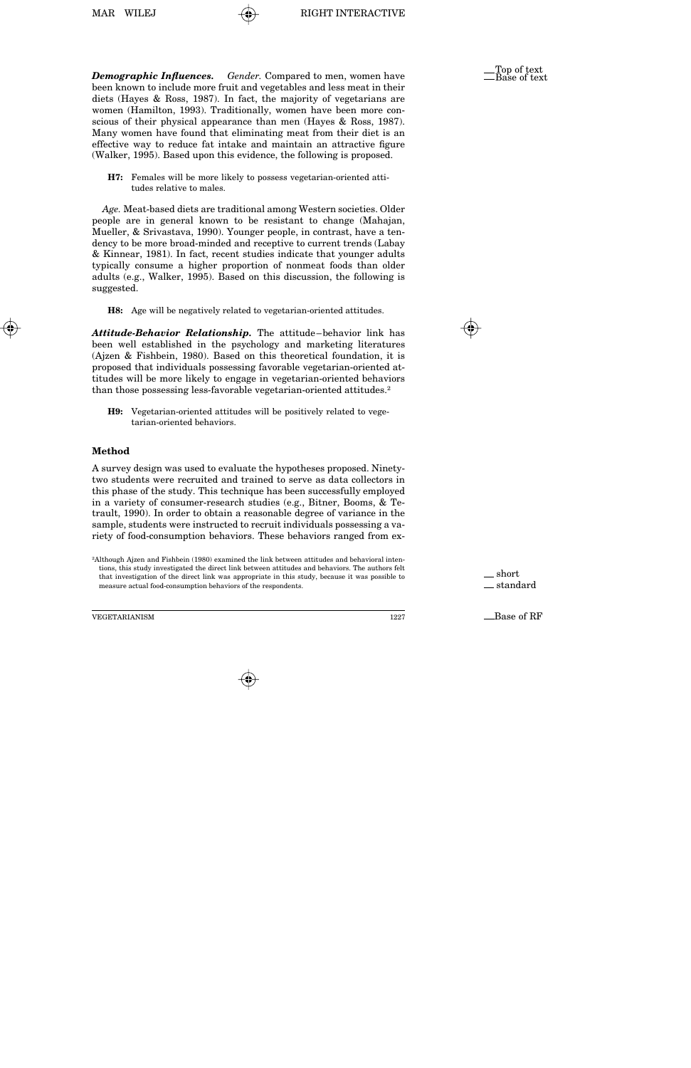***Demographic Influences.*** *Gender.* Compared to men, women have been known to include more fruit and vegetables and less meat in their diets (Hayes & Ross, 1987). In fact, the majority of vegetarians are women (Hamilton, 1993). Traditionally, women have been more conscious of their physical appearance than men (Hayes & Ross, 1987). Many women have found that eliminating meat from their diet is an effective way to reduce fat intake and maintain an attractive figure (Walker, 1995). Based upon this evidence, the following is proposed.

> **H7:** Females will be more likely to possess vegetarian-oriented attitudes relative to males.

*Age.* Meat-based diets are traditional among Western societies. Older people are in general known to be resistant to change (Mahajan, Mueller, & Srivastava, 1990). Younger people, in contrast, have a tendency to be more broad-minded and receptive to current trends (Labay & Kinnear, 1981). In fact, recent studies indicate that younger adults typically consume a higher proportion of nonmeat foods than older adults (e.g., Walker, 1995). Based on this discussion, the following is suggested.

> **H8:** Age will be negatively related to vegetarian-oriented attitudes.

***Attitude-Behavior Relationship.*** The attitude–behavior link has been well established in the psychology and marketing literatures (Ajzen & Fishbein, 1980). Based on this theoretical foundation, it is proposed that individuals possessing favorable vegetarian-oriented attitudes will be more likely to engage in vegetarian-oriented behaviors than those possessing less-favorable vegetarian-oriented attitudes.[2]

> **H9:** Vegetarian-oriented attitudes will be positively related to vegetarian-oriented behaviors.

## Method

A survey design was used to evaluate the hypotheses proposed. Ninety-two students were recruited and trained to serve as data collectors in this phase of the study. This technique has been successfully employed in a variety of consumer-research studies (e.g., Bitner, Booms, & Tetrault, 1990). In order to obtain a reasonable degree of variance in the sample, students were instructed to recruit individuals possessing a variety of food-consumption behaviors. These behaviors ranged from ex-

[2]Although Ajzen and Fishbein (1980) examined the link between attitudes and behavioral intentions, this study investigated the direct link between attitudes and behaviors. The authors felt that investigation of the direct link was appropriate in this study, because it was possible to measure actual food-consumption behaviors of the respondents.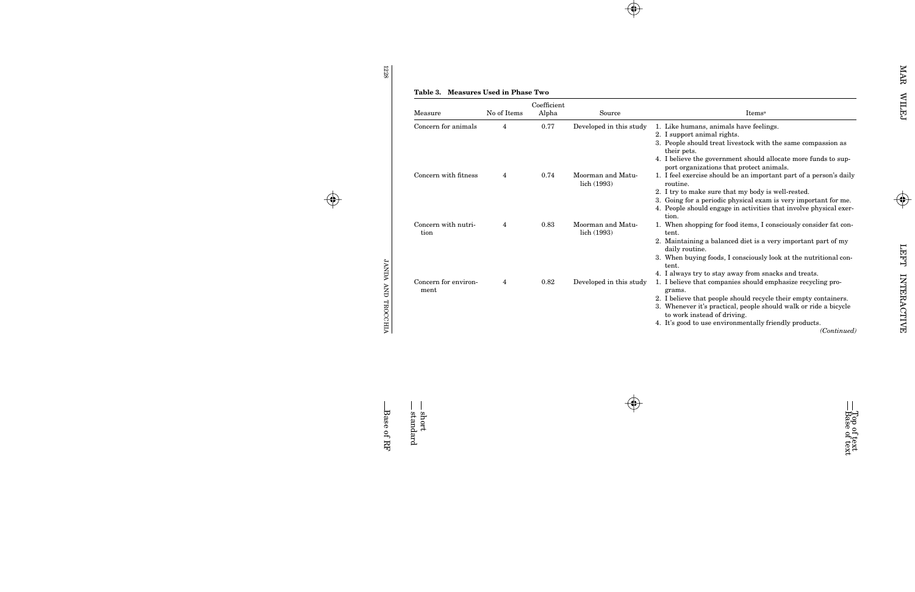**Table 3. Measures Used in Phase Two**

| Measure | No of Items | Coefficient Alpha | Source | Items[a] |
| --- | --- | --- | --- | --- |
| Concern for animals | 4 | 0.77 | Developed in this study | 1. Like humans, animals have feelings. 2. I support animal rights. 3. People should treat livestock with the same compassion as their pets. 4. I believe the government should allocate more funds to support organizations that protect animals. |
| Concern with fitness | 4 | 0.74 | Moorman and Matulich (1993) | 1. I feel exercise should be an important part of a person's daily routine. 2. I try to make sure that my body is well-rested. 3. Going for a periodic physical exam is very important for me. 4. People should engage in activities that involve physical exertion. |
| Concern with nutrition | 4 | 0.83 | Moorman and Matulich (1993) | 1. When shopping for food items, I consciously consider fat content. 2. Maintaining a balanced diet is a very important part of my daily routine. 3. When buying foods, I consciously look at the nutritional content. 4. I always try to stay away from snacks and treats. |
| Concern for environment | 4 | 0.82 | Developed in this study | 1. I believe that companies should emphasize recycling programs. 2. I believe that people should recycle their empty containers. 3. Whenever it's practical, people should walk or ride a bicycle to work instead of driving. 4. It's good to use environmentally friendly products. |

*(Continued)*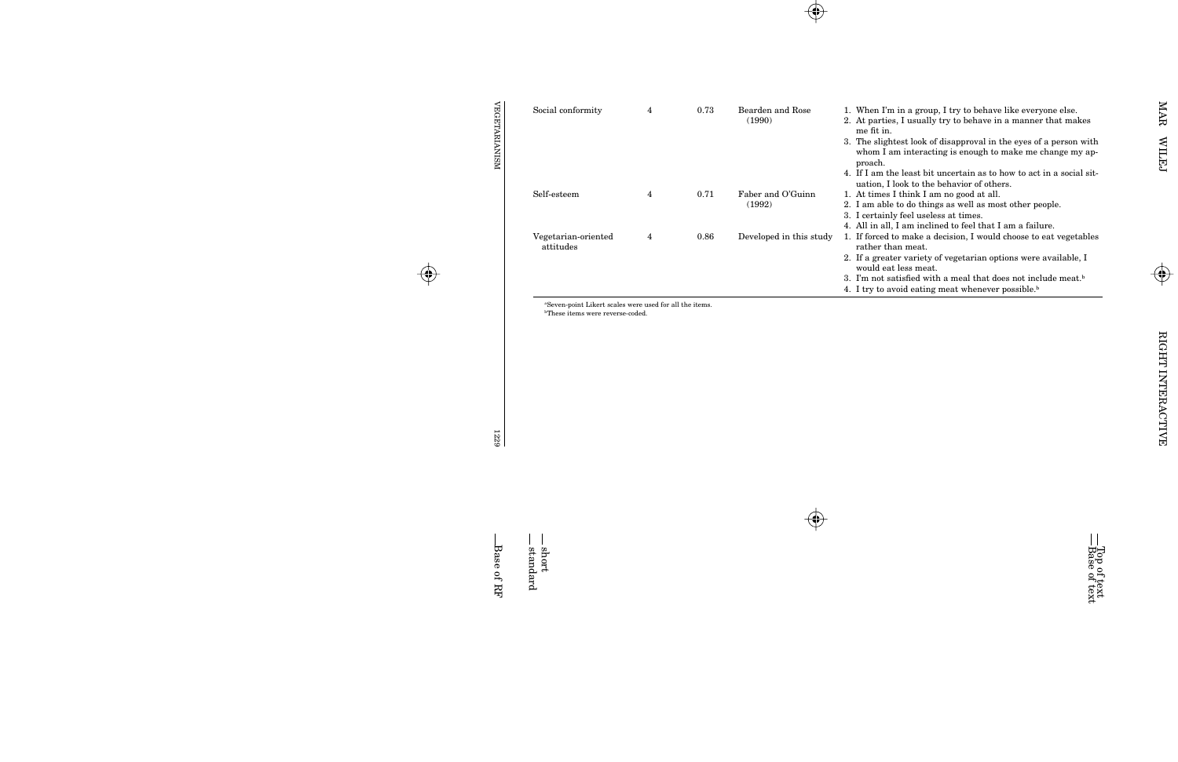| | | | | |
|---|---|---|---|---|
| Social conformity | 4 | 0.73 | Bearden and Rose (1990) | 1. When I'm in a group, I try to behave like everyone else.<br>2. At parties, I usually try to behave in a manner that makes me fit in.<br>3. The slightest look of disapproval in the eyes of a person with whom I am interacting is enough to make me change my approach.<br>4. If I am the least bit uncertain as to how to act in a social situation, I look to the behavior of others. |
| Self-esteem | 4 | 0.71 | Faber and O'Guinn (1992) | 1. At times I think I am no good at all.<br>2. I am able to do things as well as most other people.<br>3. I certainly feel useless at times.<br>4. All in all, I am inclined to feel that I am a failure. |
| Vegetarian-oriented attitudes | 4 | 0.86 | Developed in this study | 1. If forced to make a decision, I would choose to eat vegetables rather than meat.<br>2. If a greater variety of vegetarian options were available, I would eat less meat.<br>3. I'm not satisfied with a meal that does not include meat.[b]<br>4. I try to avoid eating meat whenever possible.[b] |

[a]Seven-point Likert scales were used for all the items.
[b]These items were reverse-coded.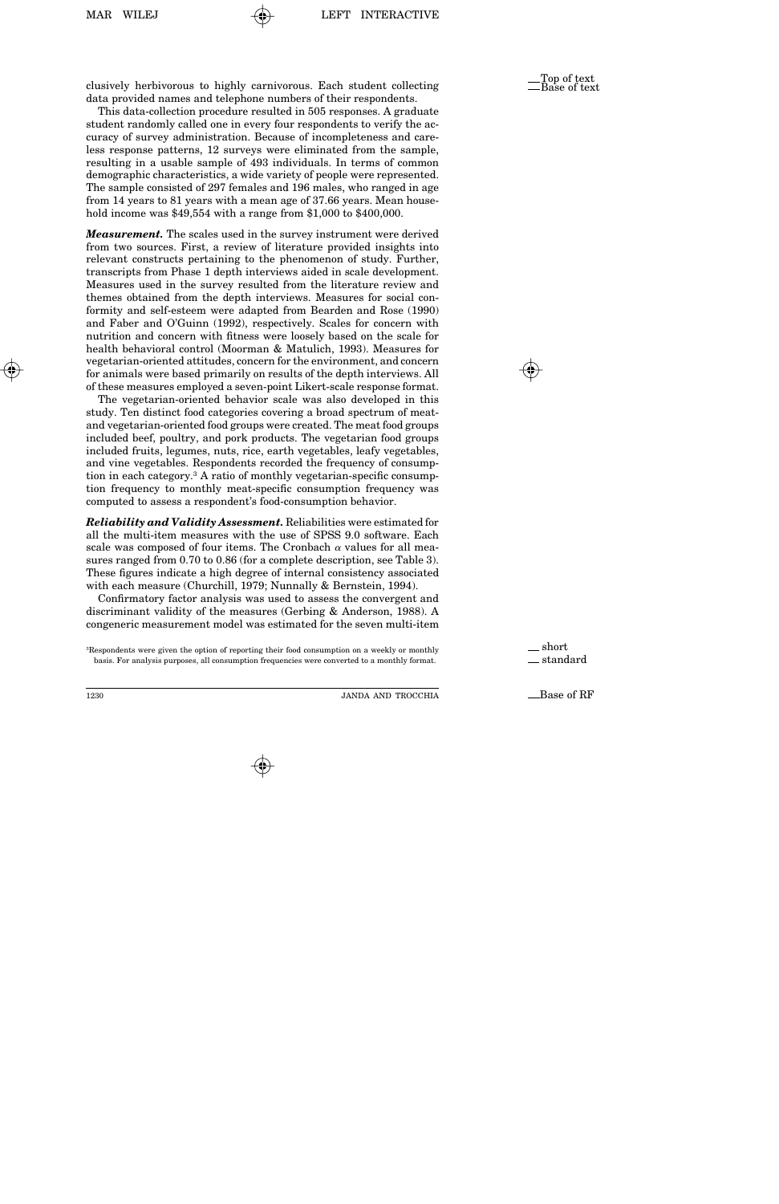clusively herbivorous to highly carnivorous. Each student collecting data provided names and telephone numbers of their respondents.

This data-collection procedure resulted in 505 responses. A graduate student randomly called one in every four respondents to verify the accuracy of survey administration. Because of incompleteness and careless response patterns, 12 surveys were eliminated from the sample, resulting in a usable sample of 493 individuals. In terms of common demographic characteristics, a wide variety of people were represented. The sample consisted of 297 females and 196 males, who ranged in age from 14 years to 81 years with a mean age of 37.66 years. Mean household income was $49,554 with a range from $1,000 to $400,000.

***Measurement.*** The scales used in the survey instrument were derived from two sources. First, a review of literature provided insights into relevant constructs pertaining to the phenomenon of study. Further, transcripts from Phase 1 depth interviews aided in scale development. Measures used in the survey resulted from the literature review and themes obtained from the depth interviews. Measures for social conformity and self-esteem were adapted from Bearden and Rose (1990) and Faber and O'Guinn (1992), respectively. Scales for concern with nutrition and concern with fitness were loosely based on the scale for health behavioral control (Moorman & Matulich, 1993). Measures for vegetarian-oriented attitudes, concern for the environment, and concern for animals were based primarily on results of the depth interviews. All of these measures employed a seven-point Likert-scale response format.

The vegetarian-oriented behavior scale was also developed in this study. Ten distinct food categories covering a broad spectrum of meat- and vegetarian-oriented food groups were created. The meat food groups included beef, poultry, and pork products. The vegetarian food groups included fruits, legumes, nuts, rice, earth vegetables, leafy vegetables, and vine vegetables. Respondents recorded the frequency of consumption in each category.[3] A ratio of monthly vegetarian-specific consumption frequency to monthly meat-specific consumption frequency was computed to assess a respondent's food-consumption behavior.

***Reliability and Validity Assessment.*** Reliabilities were estimated for all the multi-item measures with the use of SPSS 9.0 software. Each scale was composed of four items. The Cronbach $\alpha$ values for all measures ranged from 0.70 to 0.86 (for a complete description, see Table 3). These figures indicate a high degree of internal consistency associated with each measure (Churchill, 1979; Nunnally & Bernstein, 1994).

Confirmatory factor analysis was used to assess the convergent and discriminant validity of the measures (Gerbing & Anderson, 1988). A congeneric measurement model was estimated for the seven multi-item

[3]Respondents were given the option of reporting their food consumption on a weekly or monthly basis. For analysis purposes, all consumption frequencies were converted to a monthly format.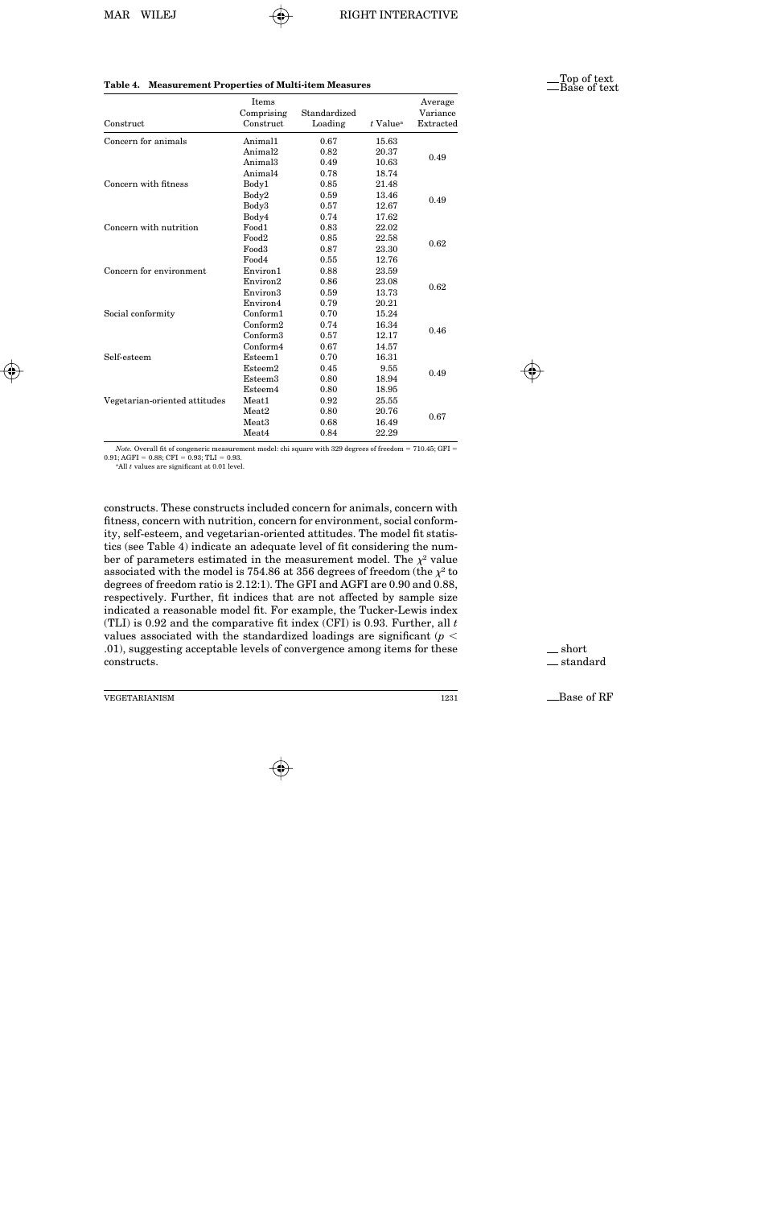**Table 4. Measurement Properties of Multi-item Measures**

| Construct | Items Comprising Construct | Standardized Loading | $t$ Value[a] | Average Variance Extracted |
|---|---|---|---|---|
| Concern for animals | Animal1 | 0.67 | 15.63 | |
| | Animal2 | 0.82 | 20.37 | 0.49 |
| | Animal3 | 0.49 | 10.63 | |
| | Animal4 | 0.78 | 18.74 | |
| Concern with fitness | Body1 | 0.85 | 21.48 | |
| | Body2 | 0.59 | 13.46 | 0.49 |
| | Body3 | 0.57 | 12.67 | |
| | Body4 | 0.74 | 17.62 | |
| Concern with nutrition | Food1 | 0.83 | 22.02 | |
| | Food2 | 0.85 | 22.58 | 0.62 |
| | Food3 | 0.87 | 23.30 | |
| | Food4 | 0.55 | 12.76 | |
| Concern for environment | Environ1 | 0.88 | 23.59 | |
| | Environ2 | 0.86 | 23.08 | 0.62 |
| | Environ3 | 0.59 | 13.73 | |
| | Environ4 | 0.79 | 20.21 | |
| Social conformity | Conform1 | 0.70 | 15.24 | |
| | Conform2 | 0.74 | 16.34 | 0.46 |
| | Conform3 | 0.57 | 12.17 | |
| | Conform4 | 0.67 | 14.57 | |
| Self-esteem | Esteem1 | 0.70 | 16.31 | |
| | Esteem2 | 0.45 | 9.55 | 0.49 |
| | Esteem3 | 0.80 | 18.94 | |
| | Esteem4 | 0.80 | 18.95 | |
| Vegetarian-oriented attitudes | Meat1 | 0.92 | 25.55 | |
| | Meat2 | 0.80 | 20.76 | 0.67 |
| | Meat3 | 0.68 | 16.49 | |
| | Meat4 | 0.84 | 22.29 | |

*Note.* Overall fit of congeneric measurement model: chi square with 329 degrees of freedom = 710.45; GFI = 0.91; AGFI = 0.88; CFI = 0.93; TLI = 0.93.

[a]All $t$ values are significant at 0.01 level.

constructs. These constructs included concern for animals, concern with fitness, concern with nutrition, concern for environment, social conformity, self-esteem, and vegetarian-oriented attitudes. The model fit statistics (see Table 4) indicate an adequate level of fit considering the number of parameters estimated in the measurement model. The $\chi^2$ value associated with the model is 754.86 at 356 degrees of freedom (the $\chi^2$ to degrees of freedom ratio is 2.12:1). The GFI and AGFI are 0.90 and 0.88, respectively. Further, fit indices that are not affected by sample size indicated a reasonable model fit. For example, the Tucker-Lewis index (TLI) is 0.92 and the comparative fit index (CFI) is 0.93. Further, all $t$ values associated with the standardized loadings are significant ($p < .01$), suggesting acceptable levels of convergence among items for these constructs.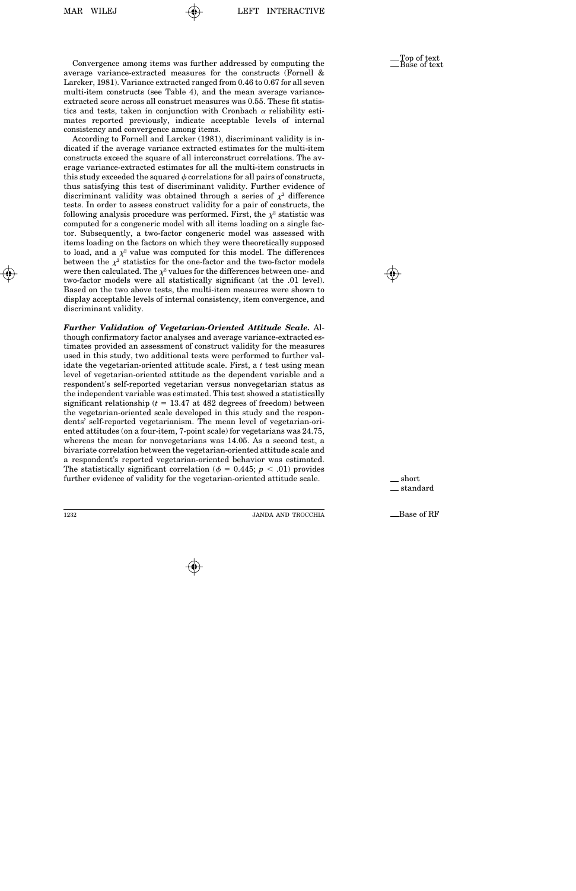Convergence among items was further addressed by computing the average variance-extracted measures for the constructs (Fornell & Larcker, 1981). Variance extracted ranged from 0.46 to 0.67 for all seven multi-item constructs (see Table 4), and the mean average variance-extracted score across all construct measures was 0.55. These fit statistics and tests, taken in conjunction with Cronbach $\alpha$ reliability estimates reported previously, indicate acceptable levels of internal consistency and convergence among items.

According to Fornell and Larcker (1981), discriminant validity is indicated if the average variance extracted estimates for the multi-item constructs exceed the square of all interconstruct correlations. The average variance-extracted estimates for all the multi-item constructs in this study exceeded the squared $\phi$ correlations for all pairs of constructs, thus satisfying this test of discriminant validity. Further evidence of discriminant validity was obtained through a series of $\chi^2$ difference tests. In order to assess construct validity for a pair of constructs, the following analysis procedure was performed. First, the $\chi^2$ statistic was computed for a congeneric model with all items loading on a single factor. Subsequently, a two-factor congeneric model was assessed with items loading on the factors on which they were theoretically supposed to load, and a $\chi^2$ value was computed for this model. The differences between the $\chi^2$ statistics for the one-factor and the two-factor models were then calculated. The $\chi^2$ values for the differences between one- and two-factor models were all statistically significant (at the .01 level). Based on the two above tests, the multi-item measures were shown to display acceptable levels of internal consistency, item convergence, and discriminant validity.

***Further Validation of Vegetarian-Oriented Attitude Scale.*** Although confirmatory factor analyses and average variance-extracted estimates provided an assessment of construct validity for the measures used in this study, two additional tests were performed to further validate the vegetarian-oriented attitude scale. First, a $t$ test using mean level of vegetarian-oriented attitude as the dependent variable and a respondent's self-reported vegetarian versus nonvegetarian status as the independent variable was estimated. This test showed a statistically significant relationship ($t = 13.47$ at 482 degrees of freedom) between the vegetarian-oriented scale developed in this study and the respondents' self-reported vegetarianism. The mean level of vegetarian-oriented attitudes (on a four-item, 7-point scale) for vegetarians was 24.75, whereas the mean for nonvegetarians was 14.05. As a second test, a bivariate correlation between the vegetarian-oriented attitude scale and a respondent's reported vegetarian-oriented behavior was estimated. The statistically significant correlation ($\phi = 0.445$; $p < .01$) provides further evidence of validity for the vegetarian-oriented attitude scale.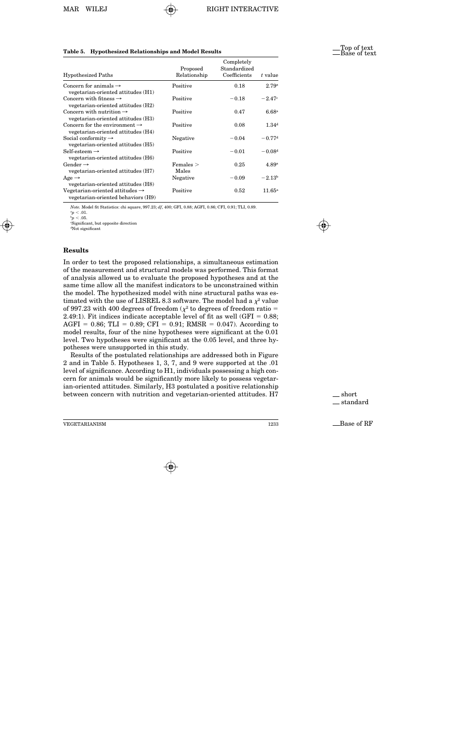**Table 5. Hypothesized Relationships and Model Results**

| Hypothesized Paths | Proposed Relationship | Completely Standardized Coefficients | $t$ value |
|---|---|---|---|
| Concern for animals → vegetarian-oriented attitudes (H1) | Positive | 0.18 | 2.79[a] |
| Concern with fitness → vegetarian-oriented attitudes (H2) | Positive | −0.18 | −2.47[c] |
| Concern with nutrition → vegetarian-oriented attitudes (H3) | Positive | 0.47 | 6.68[a] |
| Concern for the environment → vegetarian-oriented attitudes (H4) | Positive | 0.08 | 1.34[d] |
| Social conformity → vegetarian-oriented attitudes (H5) | Negative | −0.04 | −0.77[d] |
| Self-esteem → vegetarian-oriented attitudes (H6) | Positive | −0.01 | −0.08[d] |
| Gender → vegetarian-oriented attitudes (H7) | Females > Males | 0.25 | 4.89[a] |
| Age → vegetarian-oriented attitudes (H8) | Negative | −0.09 | −2.13[b] |
| Vegetarian-oriented attitudes → vegetarian-oriented behaviors (H9) | Positive | 0.52 | 11.65[a] |

*Note.* Model fit Statistics: chi square, 997.23; *df*, 400; GFI, 0.88; AGFI, 0.86; CFI, 0.91; TLI, 0.89.
[a]$p < .01$.
[b]$p < .05$.
[c]Significant, but opposite direction
[d]Not significant

## Results

In order to test the proposed relationships, a simultaneous estimation of the measurement and structural models was performed. This format of analysis allowed us to evaluate the proposed hypotheses and at the same time allow all the manifest indicators to be unconstrained within the model. The hypothesized model with nine structural paths was estimated with the use of LISREL 8.3 software. The model had a $\chi^2$ value of 997.23 with 400 degrees of freedom ($\chi^2$ to degrees of freedom ratio = 2.49:1). Fit indices indicate acceptable level of fit as well (GFI = 0.88; AGFI = 0.86; TLI = 0.89; CFI = 0.91; RMSR = 0.047). According to model results, four of the nine hypotheses were significant at the 0.01 level. Two hypotheses were significant at the 0.05 level, and three hypotheses were unsupported in this study.

Results of the postulated relationships are addressed both in Figure 2 and in Table 5. Hypotheses 1, 3, 7, and 9 were supported at the .01 level of significance. According to H1, individuals possessing a high concern for animals would be significantly more likely to possess vegetarian-oriented attitudes. Similarly, H3 postulated a positive relationship between concern with nutrition and vegetarian-oriented attitudes. H7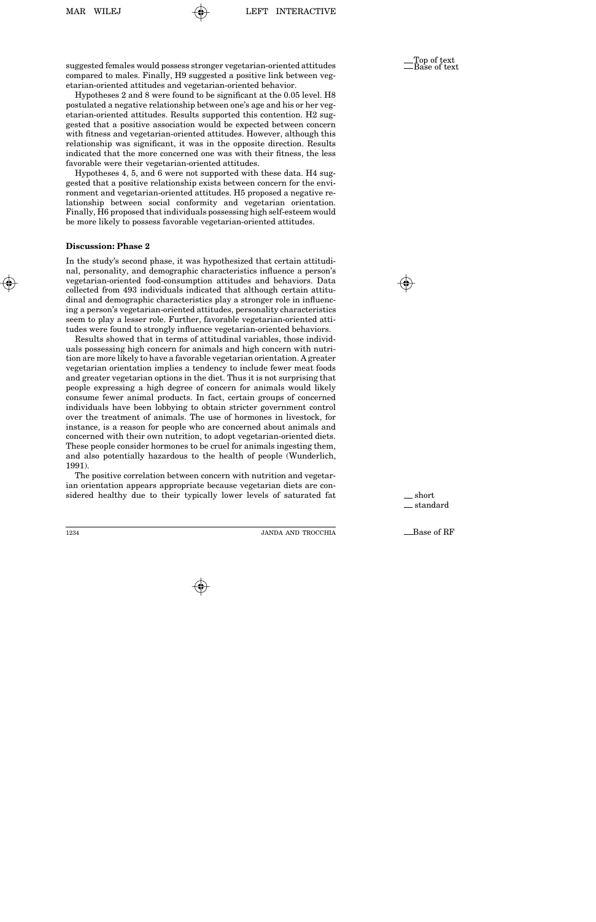suggested females would possess stronger vegetarian-oriented attitudes compared to males. Finally, H9 suggested a positive link between vegetarian-oriented attitudes and vegetarian-oriented behavior.

Hypotheses 2 and 8 were found to be significant at the 0.05 level. H8 postulated a negative relationship between one's age and his or her vegetarian-oriented attitudes. Results supported this contention. H2 suggested that a positive association would be expected between concern with fitness and vegetarian-oriented attitudes. However, although this relationship was significant, it was in the opposite direction. Results indicated that the more concerned one was with their fitness, the less favorable were their vegetarian-oriented attitudes.

Hypotheses 4, 5, and 6 were not supported with these data. H4 suggested that a positive relationship exists between concern for the environment and vegetarian-oriented attitudes. H5 proposed a negative relationship between social conformity and vegetarian orientation. Finally, H6 proposed that individuals possessing high self-esteem would be more likely to possess favorable vegetarian-oriented attitudes.

### Discussion: Phase 2

In the study's second phase, it was hypothesized that certain attitudinal, personality, and demographic characteristics influence a person's vegetarian-oriented food-consumption attitudes and behaviors. Data collected from 493 individuals indicated that although certain attitudinal and demographic characteristics play a stronger role in influencing a person's vegetarian-oriented attitudes, personality characteristics seem to play a lesser role. Further, favorable vegetarian-oriented attitudes were found to strongly influence vegetarian-oriented behaviors.

Results showed that in terms of attitudinal variables, those individuals possessing high concern for animals and high concern with nutrition are more likely to have a favorable vegetarian orientation. A greater vegetarian orientation implies a tendency to include fewer meat foods and greater vegetarian options in the diet. Thus it is not surprising that people expressing a high degree of concern for animals would likely consume fewer animal products. In fact, certain groups of concerned individuals have been lobbying to obtain stricter government control over the treatment of animals. The use of hormones in livestock, for instance, is a reason for people who are concerned about animals and concerned with their own nutrition, to adopt vegetarian-oriented diets. These people consider hormones to be cruel for animals ingesting them, and also potentially hazardous to the health of people (Wunderlich, 1991).

The positive correlation between concern with nutrition and vegetarian orientation appears appropriate because vegetarian diets are considered healthy due to their typically lower levels of saturated fat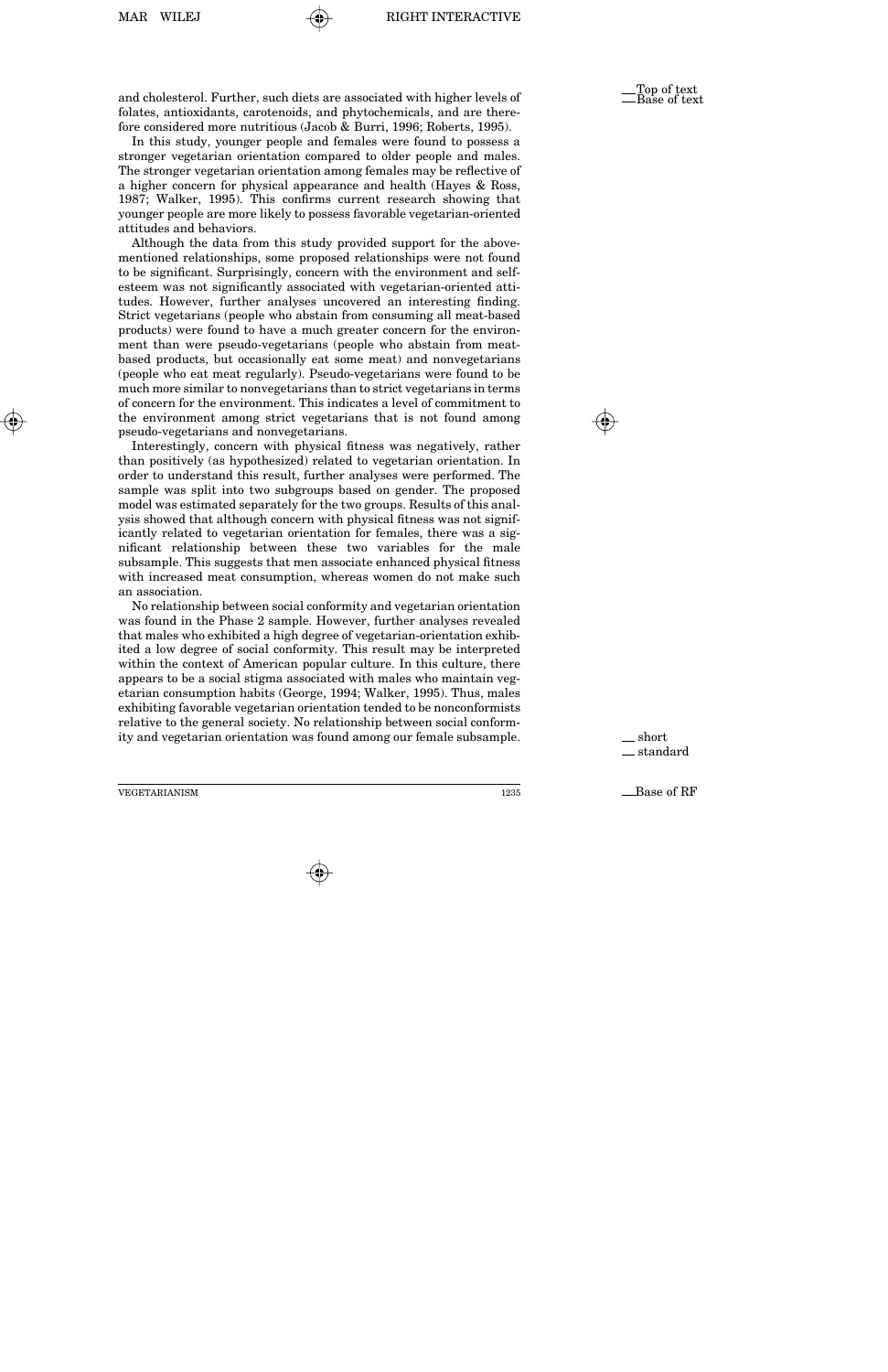and cholesterol. Further, such diets are associated with higher levels of folates, antioxidants, carotenoids, and phytochemicals, and are therefore considered more nutritious (Jacob & Burri, 1996; Roberts, 1995).

In this study, younger people and females were found to possess a stronger vegetarian orientation compared to older people and males. The stronger vegetarian orientation among females may be reflective of a higher concern for physical appearance and health (Hayes & Ross, 1987; Walker, 1995). This confirms current research showing that younger people are more likely to possess favorable vegetarian-oriented attitudes and behaviors.

Although the data from this study provided support for the abovementioned relationships, some proposed relationships were not found to be significant. Surprisingly, concern with the environment and self-esteem was not significantly associated with vegetarian-oriented attitudes. However, further analyses uncovered an interesting finding. Strict vegetarians (people who abstain from consuming all meat-based products) were found to have a much greater concern for the environment than were pseudo-vegetarians (people who abstain from meat-based products, but occasionally eat some meat) and nonvegetarians (people who eat meat regularly). Pseudo-vegetarians were found to be much more similar to nonvegetarians than to strict vegetarians in terms of concern for the environment. This indicates a level of commitment to the environment among strict vegetarians that is not found among pseudo-vegetarians and nonvegetarians.

Interestingly, concern with physical fitness was negatively, rather than positively (as hypothesized) related to vegetarian orientation. In order to understand this result, further analyses were performed. The sample was split into two subgroups based on gender. The proposed model was estimated separately for the two groups. Results of this analysis showed that although concern with physical fitness was not significantly related to vegetarian orientation for females, there was a significant relationship between these two variables for the male subsample. This suggests that men associate enhanced physical fitness with increased meat consumption, whereas women do not make such an association.

No relationship between social conformity and vegetarian orientation was found in the Phase 2 sample. However, further analyses revealed that males who exhibited a high degree of vegetarian-orientation exhibited a low degree of social conformity. This result may be interpreted within the context of American popular culture. In this culture, there appears to be a social stigma associated with males who maintain vegetarian consumption habits (George, 1994; Walker, 1995). Thus, males exhibiting favorable vegetarian orientation tended to be nonconformists relative to the general society. No relationship between social conformity and vegetarian orientation was found among our female subsample.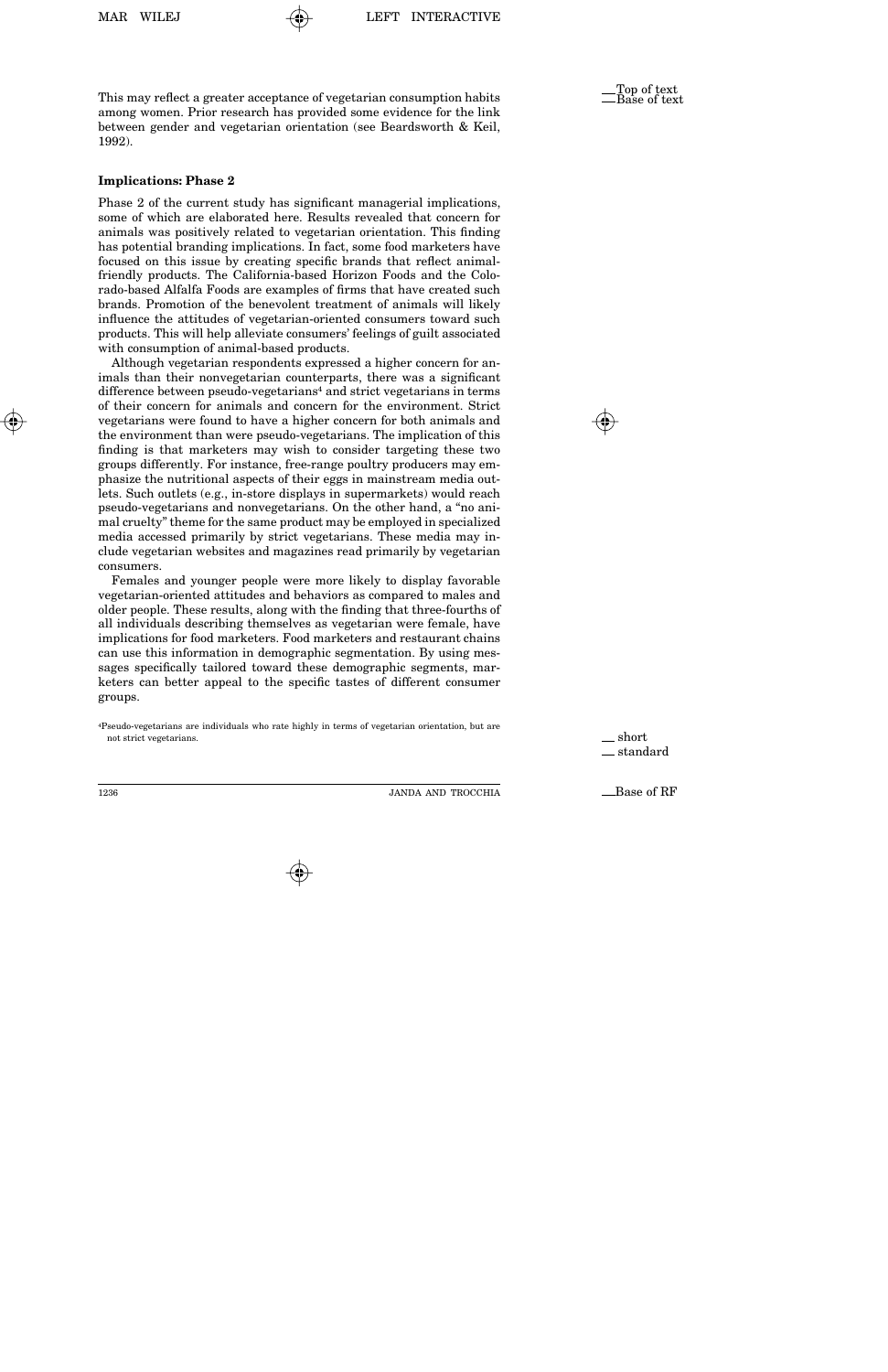This may reflect a greater acceptance of vegetarian consumption habits among women. Prior research has provided some evidence for the link between gender and vegetarian orientation (see Beardsworth & Keil, 1992).

**Implications: Phase 2**

Phase 2 of the current study has significant managerial implications, some of which are elaborated here. Results revealed that concern for animals was positively related to vegetarian orientation. This finding has potential branding implications. In fact, some food marketers have focused on this issue by creating specific brands that reflect animal-friendly products. The California-based Horizon Foods and the Colorado-based Alfalfa Foods are examples of firms that have created such brands. Promotion of the benevolent treatment of animals will likely influence the attitudes of vegetarian-oriented consumers toward such products. This will help alleviate consumers' feelings of guilt associated with consumption of animal-based products.

Although vegetarian respondents expressed a higher concern for animals than their nonvegetarian counterparts, there was a significant difference between pseudo-vegetarians[4] and strict vegetarians in terms of their concern for animals and concern for the environment. Strict vegetarians were found to have a higher concern for both animals and the environment than were pseudo-vegetarians. The implication of this finding is that marketers may wish to consider targeting these two groups differently. For instance, free-range poultry producers may emphasize the nutritional aspects of their eggs in mainstream media outlets. Such outlets (e.g., in-store displays in supermarkets) would reach pseudo-vegetarians and nonvegetarians. On the other hand, a "no animal cruelty" theme for the same product may be employed in specialized media accessed primarily by strict vegetarians. These media may include vegetarian websites and magazines read primarily by vegetarian consumers.

Females and younger people were more likely to display favorable vegetarian-oriented attitudes and behaviors as compared to males and older people. These results, along with the finding that three-fourths of all individuals describing themselves as vegetarian were female, have implications for food marketers. Food marketers and restaurant chains can use this information in demographic segmentation. By using messages specifically tailored toward these demographic segments, marketers can better appeal to the specific tastes of different consumer groups.

[4]Pseudo-vegetarians are individuals who rate highly in terms of vegetarian orientation, but are not strict vegetarians.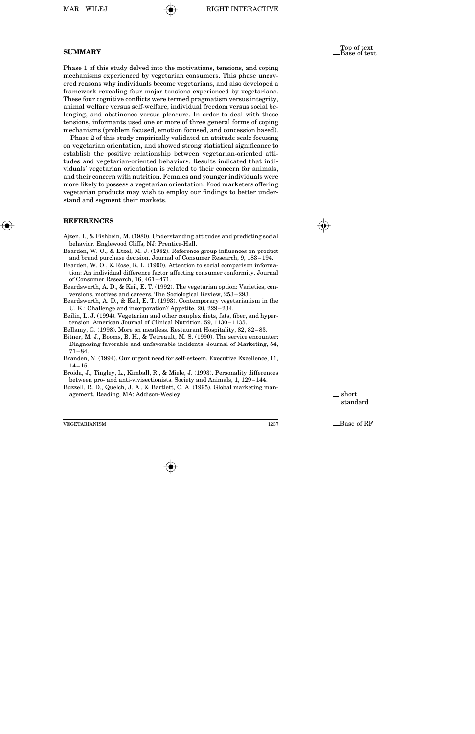## SUMMARY

Phase 1 of this study delved into the motivations, tensions, and coping mechanisms experienced by vegetarian consumers. This phase uncovered reasons why individuals become vegetarians, and also developed a framework revealing four major tensions experienced by vegetarians. These four cognitive conflicts were termed pragmatism versus integrity, animal welfare versus self-welfare, individual freedom versus social belonging, and abstinence versus pleasure. In order to deal with these tensions, informants used one or more of three general forms of coping mechanisms (problem focused, emotion focused, and concession based).

Phase 2 of this study empirically validated an attitude scale focusing on vegetarian orientation, and showed strong statistical significance to establish the positive relationship between vegetarian-oriented attitudes and vegetarian-oriented behaviors. Results indicated that individuals' vegetarian orientation is related to their concern for animals, and their concern with nutrition. Females and younger individuals were more likely to possess a vegetarian orientation. Food marketers offering vegetarian products may wish to employ our findings to better understand and segment their markets.

## REFERENCES

Ajzen, I., & Fishbein, M. (1980). Understanding attitudes and predicting social behavior. Englewood Cliffs, NJ: Prentice-Hall.

Bearden, W. O., & Etzel, M. J. (1982). Reference group influences on product and brand purchase decision. Journal of Consumer Research, 9, 183–194.

Bearden, W. O., & Rose, R. L. (1990). Attention to social comparison information: An individual difference factor affecting consumer conformity. Journal of Consumer Research, 16, 461–471.

Beardsworth, A. D., & Keil, E. T. (1992). The vegetarian option: Varieties, conversions, motives and careers. The Sociological Review, 253–293.

Beardsworth, A. D., & Keil, E. T. (1993). Contemporary vegetarianism in the U. K.: Challenge and incorporation? Appetite, 20, 229–234.

Beilin, L. J. (1994). Vegetarian and other complex diets, fats, fiber, and hypertension. American Journal of Clinical Nutrition, 59, 1130–1135.

Bellamy, G. (1998). More on meatless. Restaurant Hospitality, 82, 82–83.

Bitner, M. J., Booms, B. H., & Tetreault, M. S. (1990). The service encounter: Diagnosing favorable and unfavorable incidents. Journal of Marketing, 54, 71–84.

Branden, N. (1994). Our urgent need for self-esteem. Executive Excellence, 11, 14–15.

Broida, J., Tingley, L., Kimball, R., & Miele, J. (1993). Personality differences between pro- and anti-vivisectionists. Society and Animals, 1, 129–144.

Buzzell, R. D., Quelch, J. A., & Bartlett, C. A. (1995). Global marketing management. Reading, MA: Addison-Wesley.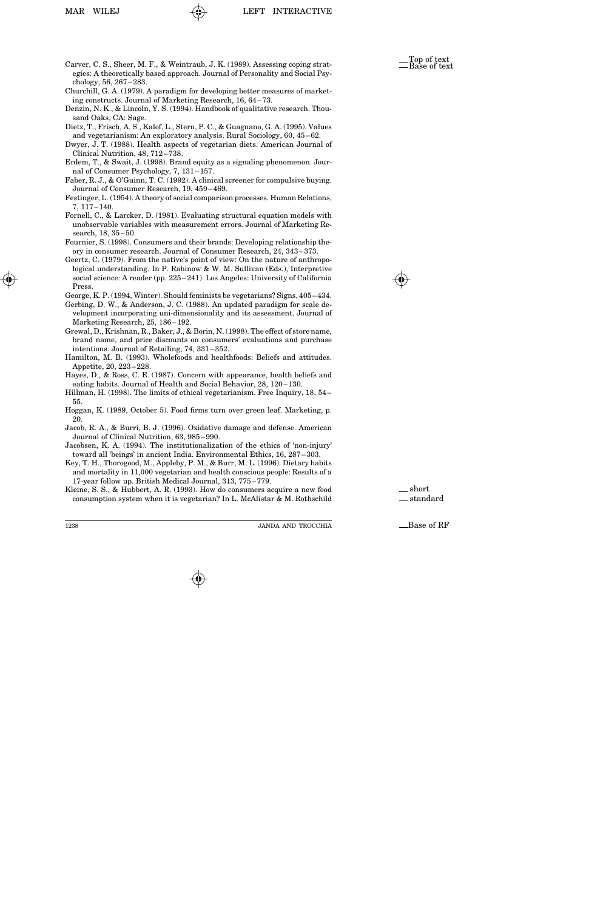Carver, C. S., Sheer, M. F., & Weintraub, J. K. (1989). Assessing coping strategies: A theoretically based approach. Journal of Personality and Social Psychology, 56, 267–283.

Churchill, G. A. (1979). A paradigm for developing better measures of marketing constructs. Journal of Marketing Research, 16, 64–73.

Denzin, N. K., & Lincoln, Y. S. (1994). Handbook of qualitative research. Thousand Oaks, CA: Sage.

Dietz, T., Frisch, A. S., Kalof, L., Stern, P. C., & Guagnano, G. A. (1995). Values and vegetarianism: An exploratory analysis. Rural Sociology, 60, 45–62.

Dwyer, J. T. (1988). Health aspects of vegetarian diets. American Journal of Clinical Nutrition, 48, 712–738.

Erdem, T., & Swait, J. (1998). Brand equity as a signaling phenomenon. Journal of Consumer Psychology, 7, 131–157.

Faber, R. J., & O'Guinn, T. C. (1992). A clinical screener for compulsive buying. Journal of Consumer Research, 19, 459–469.

Festinger, L. (1954). A theory of social comparison processes. Human Relations, 7, 117–140.

Fornell, C., & Larcker, D. (1981). Evaluating structural equation models with unobservable variables with measurement errors. Journal of Marketing Research, 18, 35–50.

Fournier, S. (1998). Consumers and their brands: Developing relationship theory in consumer research. Journal of Consumer Research, 24, 343–373.

Geertz, C. (1979). From the native's point of view: On the nature of anthropological understanding. In P. Rabinow & W. M. Sullivan (Eds.), Interpretive social science: A reader (pp. 225–241). Los Angeles: University of California Press.

George, K. P. (1994, Winter). Should feminists be vegetarians? Signs, 405–434.

Gerbing, D. W., & Anderson, J. C. (1988). An updated paradigm for scale development incorporating uni-dimensionality and its assessment. Journal of Marketing Research, 25, 186–192.

Grewal, D., Krishnan, R., Baker, J., & Borin, N. (1998). The effect of store name, brand name, and price discounts on consumers' evaluations and purchase intentions. Journal of Retailing, 74, 331–352.

Hamilton, M. B. (1993). Wholefoods and healthfoods: Beliefs and attitudes. Appetite, 20, 223–228.

Hayes, D., & Ross, C. E. (1987). Concern with appearance, health beliefs and eating habits. Journal of Health and Social Behavior, 28, 120–130.

Hillman, H. (1998). The limits of ethical vegetarianism. Free Inquiry, 18, 54–55.

Hoggan, K. (1989, October 5). Food firms turn over green leaf. Marketing, p. 20.

Jacob, R. A., & Burri, B. J. (1996). Oxidative damage and defense. American Journal of Clinical Nutrition, 63, 985–990.

Jacobsen, K. A. (1994). The institutionalization of the ethics of 'non-injury' toward all 'beings' in ancient India. Environmental Ethics, 16, 287–303.

Key, T. H., Thorogood, M., Appleby, P. M., & Burr, M. L. (1996). Dietary habits and mortality in 11,000 vegetarian and health conscious people: Results of a 17-year follow up. British Medical Journal, 313, 775–779.

Kleine, S. S., & Hubbert, A. R. (1993). How do consumers acquire a new food consumption system when it is vegetarian? In L. McAlistar & M. Rothschild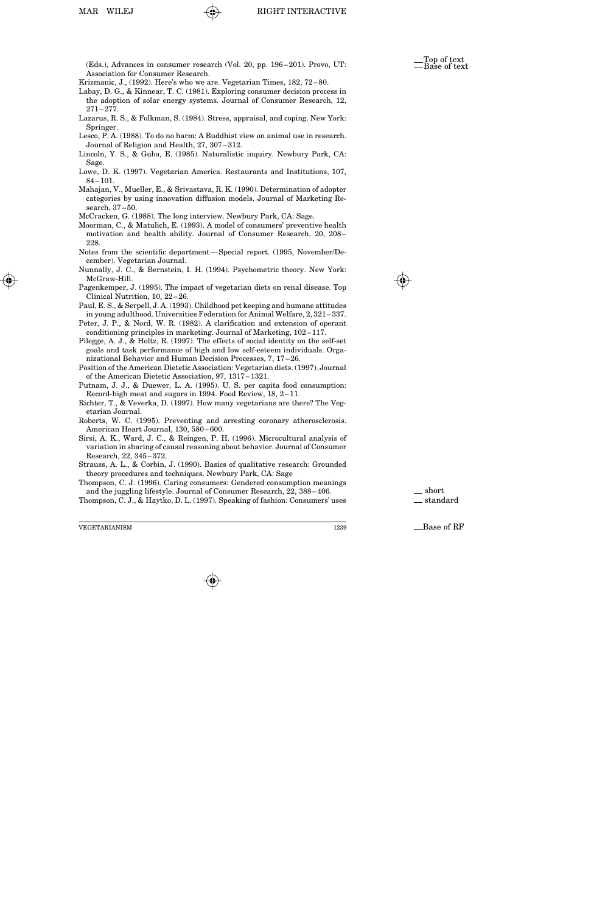(Eds.), Advances in consumer research (Vol. 20, pp. 196–201). Provo, UT: Association for Consumer Research.

Krizmanic, J., (1992). Here's who we are. Vegetarian Times, 182, 72–80.

Labay, D. G., & Kinnear, T. C. (1981). Exploring consumer decision process in the adoption of solar energy systems. Journal of Consumer Research, 12, 271–277.

Lazarus, R. S., & Folkman, S. (1984). Stress, appraisal, and coping. New York: Springer.

Lesco, P. A. (1988). To do no harm: A Buddhist view on animal use in research. Journal of Religion and Health, 27, 307–312.

Lincoln, Y. S., & Guba, E. (1985). Naturalistic inquiry. Newbury Park, CA: Sage.

Lowe, D. K. (1997). Vegetarian America. Restaurants and Institutions, 107, 84–101.

Mahajan, V., Mueller, E., & Srivastava, R. K. (1990). Determination of adopter categories by using innovation diffusion models. Journal of Marketing Research, 37–50.

McCracken, G. (1988). The long interview. Newbury Park, CA: Sage.

Moorman, C., & Matulich, E. (1993). A model of consumers' preventive health motivation and health ability. Journal of Consumer Research, 20, 208–228.

Notes from the scientific department—Special report. (1995, November/December). Vegetarian Journal.

Nunnally, J. C., & Bernstein, I. H. (1994). Psychometric theory. New York: McGraw-Hill.

Pagenkemper, J. (1995). The impact of vegetarian diets on renal disease. Top Clinical Nutrition, 10, 22–26.

Paul, E. S., & Serpell, J. A. (1993). Childhood pet keeping and humane attitudes in young adulthood. Universities Federation for Animal Welfare, 2, 321–337.

Peter, J. P., & Nord, W. R. (1982). A clarification and extension of operant conditioning principles in marketing. Journal of Marketing, 102–117.

Pilegge, A. J., & Holtz, R. (1997). The effects of social identity on the self-set goals and task performance of high and low self-esteem individuals. Organizational Behavior and Human Decision Processes, 7, 17–26.

Position of the American Dietetic Association: Vegetarian diets. (1997). Journal of the American Dietetic Association, 97, 1317–1321.

Putnam, J. J., & Duewer, L. A. (1995). U. S. per capita food consumption: Record-high meat and sugars in 1994. Food Review, 18, 2–11.

Richter, T., & Veverka, D. (1997). How many vegetarians are there? The Vegetarian Journal.

Roberts, W. C. (1995). Preventing and arresting coronary atherosclerosis. American Heart Journal, 130, 580–600.

Sirsi, A. K., Ward, J. C., & Reingen, P. H. (1996). Microcultural analysis of variation in sharing of causal reasoning about behavior. Journal of Consumer Research, 22, 345–372.

Strauss, A. L., & Corbin, J. (1990). Basics of qualitative research: Grounded theory procedures and techniques. Newbury Park, CA: Sage

Thompson, C. J. (1996). Caring consumers: Gendered consumption meanings and the juggling lifestyle. Journal of Consumer Research, 22, 388–406.

Thompson, C. J., & Haytko, D. L. (1997). Speaking of fashion: Consumers' uses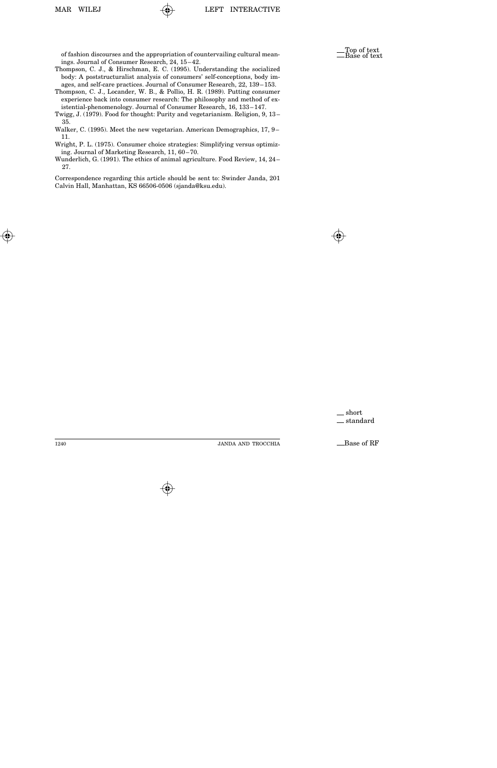of fashion discourses and the appropriation of countervailing cultural meanings. Journal of Consumer Research, 24, 15–42.

Thompson, C. J., & Hirschman, E. C. (1995). Understanding the socialized body: A poststructuralist analysis of consumers' self-conceptions, body images, and self-care practices. Journal of Consumer Research, 22, 139–153.

Thompson, C. J., Locander, W. B., & Pollio, H. R. (1989). Putting consumer experience back into consumer research: The philosophy and method of existential-phenomenology. Journal of Consumer Research, 16, 133–147.

Twigg, J. (1979). Food for thought: Purity and vegetarianism. Religion, 9, 13–35.

Walker, C. (1995). Meet the new vegetarian. American Demographics, 17, 9–11.

Wright, P. L. (1975). Consumer choice strategies: Simplifying versus optimizing. Journal of Marketing Research, 11, 60–70.

Wunderlich, G. (1991). The ethics of animal agriculture. Food Review, 14, 24–27.

Correspondence regarding this article should be sent to: Swinder Janda, 201 Calvin Hall, Manhattan, KS 66506-0506 (sjanda@ksu.edu).